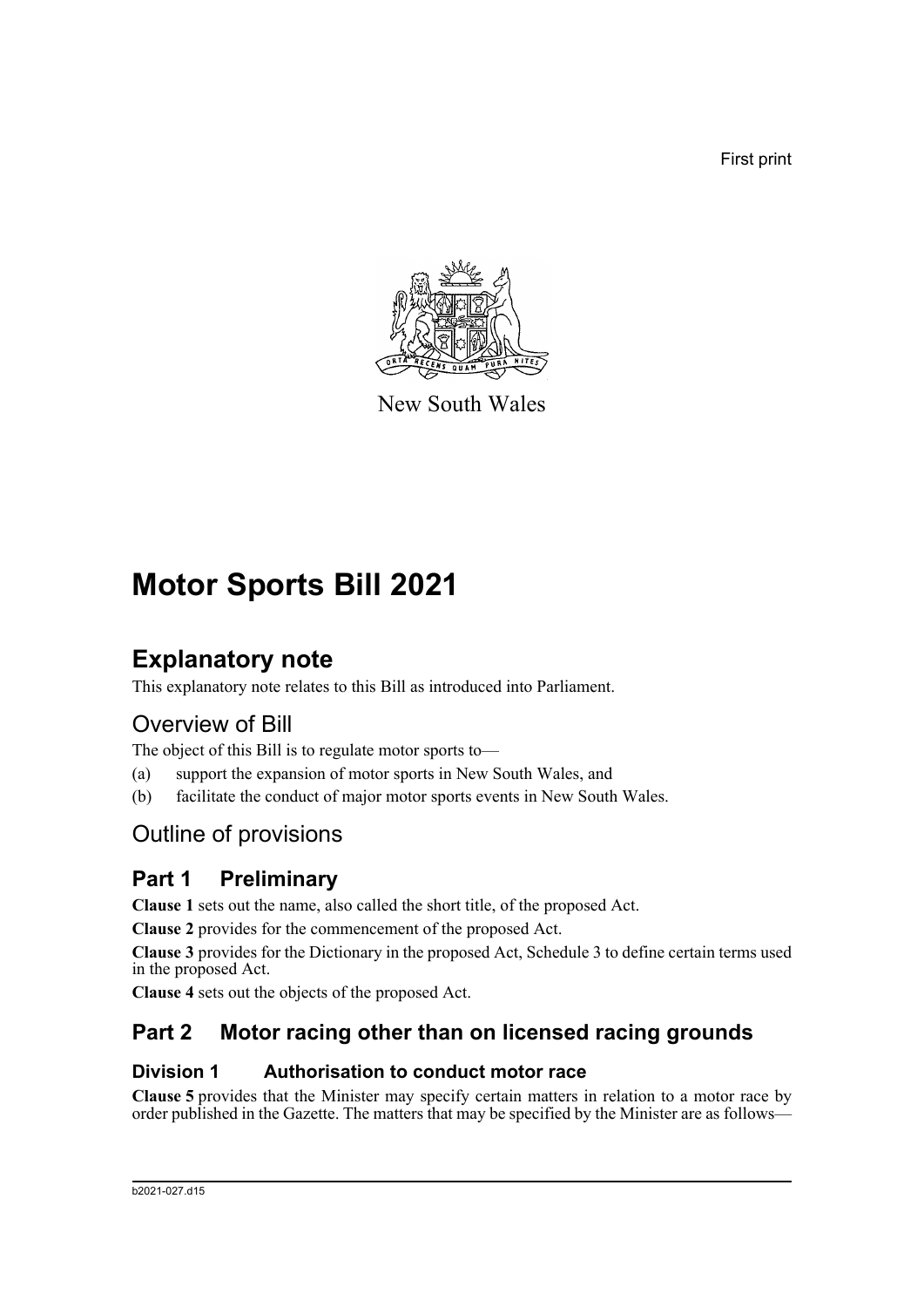First print

New South Wales

# Motor Sports Bill 2021

## Explanatory note

This explanatory note relates to this Bill as introduced into Parliament.

## Overview of Bill

The object of this Bill is to regulate motor sports to—

(a) support the expansion of motor sports in New South Wales, and

(b) facilitate the conduct of major motor sports events in New South Wales.

## Outline of provisions

### Part 1 Preliminary

**Clause 1** sets out the name, also called the short title, of the proposed Act.

**Clause 2** provides for the commencement of the proposed Act.

**Clause 3** provides for the Dictionary in the proposed Act, Schedule 3 to define certain terms used in the proposed Act.

**Clause 4** sets out the objects of the proposed Act.

### Part 2 Motor racing other than on licensed racing grounds

#### Division 1 Authorisation to conduct motor race

**Clause 5** provides that the Minister may specify certain matters in relation to a motor race by order published in the Gazette. The matters that may be specified by the Minister are as follows—

b2021-027.d15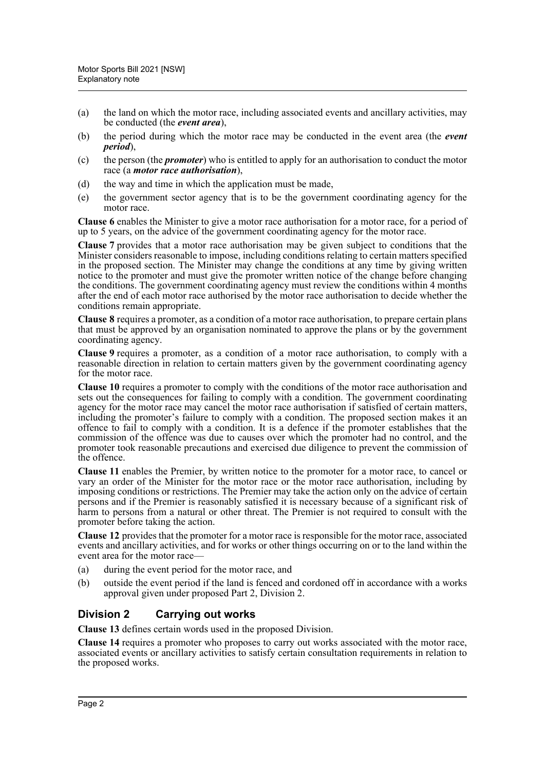(a) the land on which the motor race, including associated events and ancillary activities, may be conducted (the ***event area***),

(b) the period during which the motor race may be conducted in the event area (the ***event period***),

(c) the person (the ***promoter***) who is entitled to apply for an authorisation to conduct the motor race (a ***motor race authorisation***),

(d) the way and time in which the application must be made,

(e) the government sector agency that is to be the government coordinating agency for the motor race.

**Clause 6** enables the Minister to give a motor race authorisation for a motor race, for a period of up to 5 years, on the advice of the government coordinating agency for the motor race.

**Clause 7** provides that a motor race authorisation may be given subject to conditions that the Minister considers reasonable to impose, including conditions relating to certain matters specified in the proposed section. The Minister may change the conditions at any time by giving written notice to the promoter and must give the promoter written notice of the change before changing the conditions. The government coordinating agency must review the conditions within 4 months after the end of each motor race authorised by the motor race authorisation to decide whether the conditions remain appropriate.

**Clause 8** requires a promoter, as a condition of a motor race authorisation, to prepare certain plans that must be approved by an organisation nominated to approve the plans or by the government coordinating agency.

**Clause 9** requires a promoter, as a condition of a motor race authorisation, to comply with a reasonable direction in relation to certain matters given by the government coordinating agency for the motor race.

**Clause 10** requires a promoter to comply with the conditions of the motor race authorisation and sets out the consequences for failing to comply with a condition. The government coordinating agency for the motor race may cancel the motor race authorisation if satisfied of certain matters, including the promoter's failure to comply with a condition. The proposed section makes it an offence to fail to comply with a condition. It is a defence if the promoter establishes that the commission of the offence was due to causes over which the promoter had no control, and the promoter took reasonable precautions and exercised due diligence to prevent the commission of the offence.

**Clause 11** enables the Premier, by written notice to the promoter for a motor race, to cancel or vary an order of the Minister for the motor race or the motor race authorisation, including by imposing conditions or restrictions. The Premier may take the action only on the advice of certain persons and if the Premier is reasonably satisfied it is necessary because of a significant risk of harm to persons from a natural or other threat. The Premier is not required to consult with the promoter before taking the action.

**Clause 12** provides that the promoter for a motor race is responsible for the motor race, associated events and ancillary activities, and for works or other things occurring on or to the land within the event area for the motor race—

(a) during the event period for the motor race, and

(b) outside the event period if the land is fenced and cordoned off in accordance with a works approval given under proposed Part 2, Division 2.

## Division 2 Carrying out works

**Clause 13** defines certain words used in the proposed Division.

**Clause 14** requires a promoter who proposes to carry out works associated with the motor race, associated events or ancillary activities to satisfy certain consultation requirements in relation to the proposed works.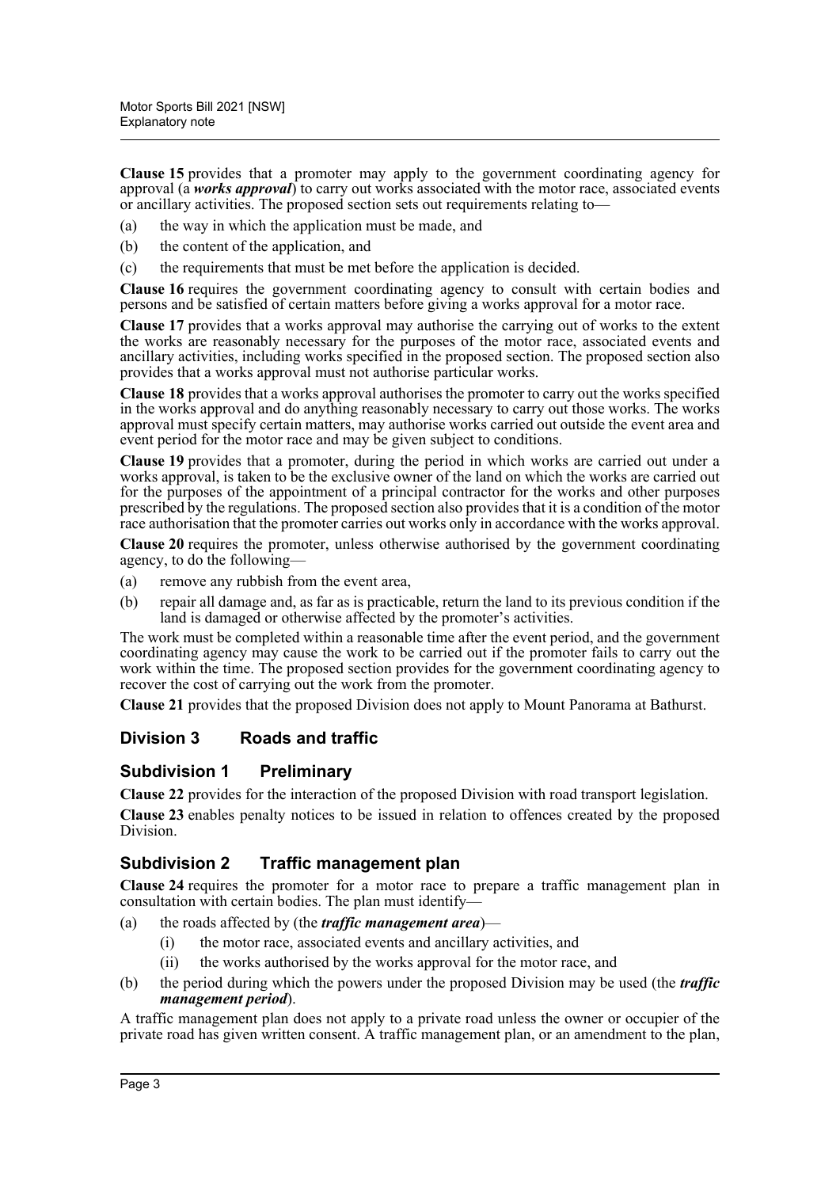**Clause 15** provides that a promoter may apply to the government coordinating agency for approval (a ***works approval***) to carry out works associated with the motor race, associated events or ancillary activities. The proposed section sets out requirements relating to—

(a) the way in which the application must be made, and

(b) the content of the application, and

(c) the requirements that must be met before the application is decided.

**Clause 16** requires the government coordinating agency to consult with certain bodies and persons and be satisfied of certain matters before giving a works approval for a motor race.

**Clause 17** provides that a works approval may authorise the carrying out of works to the extent the works are reasonably necessary for the purposes of the motor race, associated events and ancillary activities, including works specified in the proposed section. The proposed section also provides that a works approval must not authorise particular works.

**Clause 18** provides that a works approval authorises the promoter to carry out the works specified in the works approval and do anything reasonably necessary to carry out those works. The works approval must specify certain matters, may authorise works carried out outside the event area and event period for the motor race and may be given subject to conditions.

**Clause 19** provides that a promoter, during the period in which works are carried out under a works approval, is taken to be the exclusive owner of the land on which the works are carried out for the purposes of the appointment of a principal contractor for the works and other purposes prescribed by the regulations. The proposed section also provides that it is a condition of the motor race authorisation that the promoter carries out works only in accordance with the works approval.

**Clause 20** requires the promoter, unless otherwise authorised by the government coordinating agency, to do the following—

(a) remove any rubbish from the event area,

(b) repair all damage and, as far as is practicable, return the land to its previous condition if the land is damaged or otherwise affected by the promoter's activities.

The work must be completed within a reasonable time after the event period, and the government coordinating agency may cause the work to be carried out if the promoter fails to carry out the work within the time. The proposed section also provides for the government coordinating agency to recover the cost of carrying out the work from the promoter.

**Clause 21** provides that the proposed Division does not apply to Mount Panorama at Bathurst.

## Division 3 Roads and traffic

### Subdivision 1 Preliminary

**Clause 22** provides for the interaction of the proposed Division with road transport legislation.

**Clause 23** enables penalty notices to be issued in relation to offences created by the proposed Division.

### Subdivision 2 Traffic management plan

**Clause 24** requires the promoter for a motor race to prepare a traffic management plan in consultation with certain bodies. The plan must identify—

(a) the roads affected by (the ***traffic management area***)—

  (i) the motor race, associated events and ancillary activities, and

  (ii) the works authorised by the works approval for the motor race, and

(b) the period during which the powers under the proposed Division may be used (the ***traffic management period***).

A traffic management plan does not apply to a private road unless the owner or occupier of the private road has given written consent. A traffic management plan, or an amendment to the plan,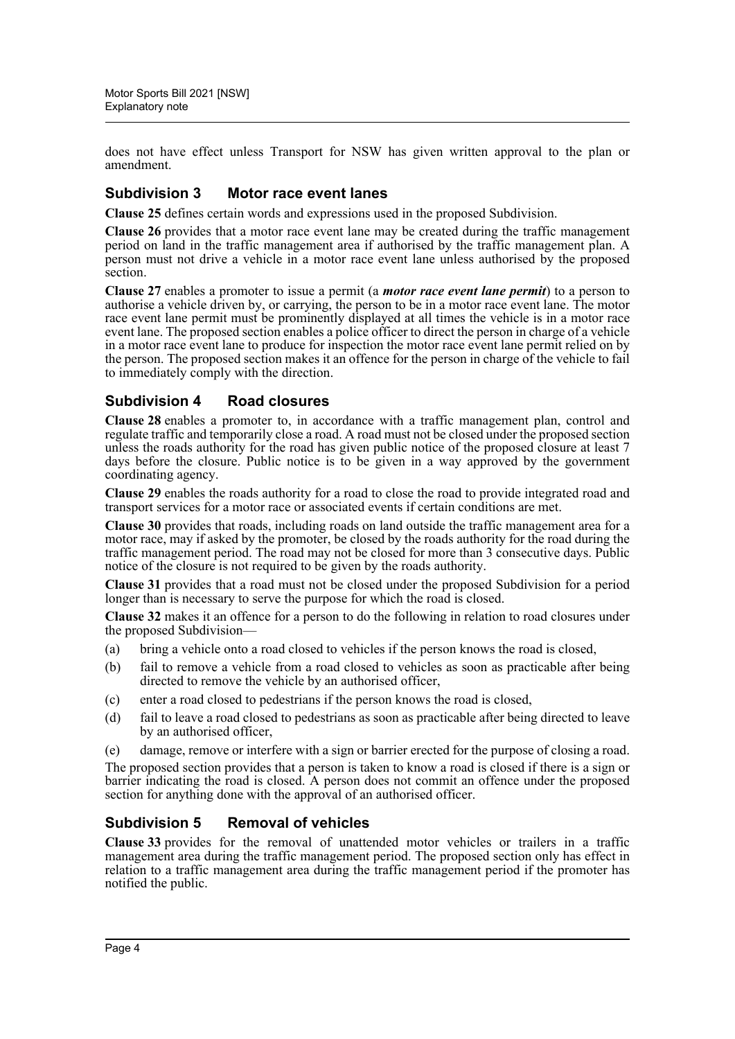does not have effect unless Transport for NSW has given written approval to the plan or amendment.

### Subdivision 3 Motor race event lanes

**Clause 25** defines certain words and expressions used in the proposed Subdivision.

**Clause 26** provides that a motor race event lane may be created during the traffic management period on land in the traffic management area if authorised by the traffic management plan. A person must not drive a vehicle in a motor race event lane unless authorised by the proposed section.

**Clause 27** enables a promoter to issue a permit (a ***motor race event lane permit***) to a person to authorise a vehicle driven by, or carrying, the person to be in a motor race event lane. The motor race event lane permit must be prominently displayed at all times the vehicle is in a motor race event lane. The proposed section enables a police officer to direct the person in charge of a vehicle in a motor race event lane to produce for inspection the motor race event lane permit relied on by the person. The proposed section makes it an offence for the person in charge of the vehicle to fail to immediately comply with the direction.

### Subdivision 4 Road closures

**Clause 28** enables a promoter to, in accordance with a traffic management plan, control and regulate traffic and temporarily close a road. A road must not be closed under the proposed section unless the roads authority for the road has given public notice of the proposed closure at least 7 days before the closure. Public notice is to be given in a way approved by the government coordinating agency.

**Clause 29** enables the roads authority for a road to close the road to provide integrated road and transport services for a motor race or associated events if certain conditions are met.

**Clause 30** provides that roads, including roads on land outside the traffic management area for a motor race, may if asked by the promoter, be closed by the roads authority for the road during the traffic management period. The road may not be closed for more than 3 consecutive days. Public notice of the closure is not required to be given by the roads authority.

**Clause 31** provides that a road must not be closed under the proposed Subdivision for a period longer than is necessary to serve the purpose for which the road is closed.

**Clause 32** makes it an offence for a person to do the following in relation to road closures under the proposed Subdivision—

(a) bring a vehicle onto a road closed to vehicles if the person knows the road is closed,

(b) fail to remove a vehicle from a road closed to vehicles as soon as practicable after being directed to remove the vehicle by an authorised officer,

(c) enter a road closed to pedestrians if the person knows the road is closed,

(d) fail to leave a road closed to pedestrians as soon as practicable after being directed to leave by an authorised officer,

(e) damage, remove or interfere with a sign or barrier erected for the purpose of closing a road.

The proposed section provides that a person is taken to know a road is closed if there is a sign or barrier indicating the road is closed. A person does not commit an offence under the proposed section for anything done with the approval of an authorised officer.

### Subdivision 5 Removal of vehicles

**Clause 33** provides for the removal of unattended motor vehicles or trailers in a traffic management area during the traffic management period. The proposed section only has effect in relation to a traffic management area during the traffic management period if the promoter has notified the public.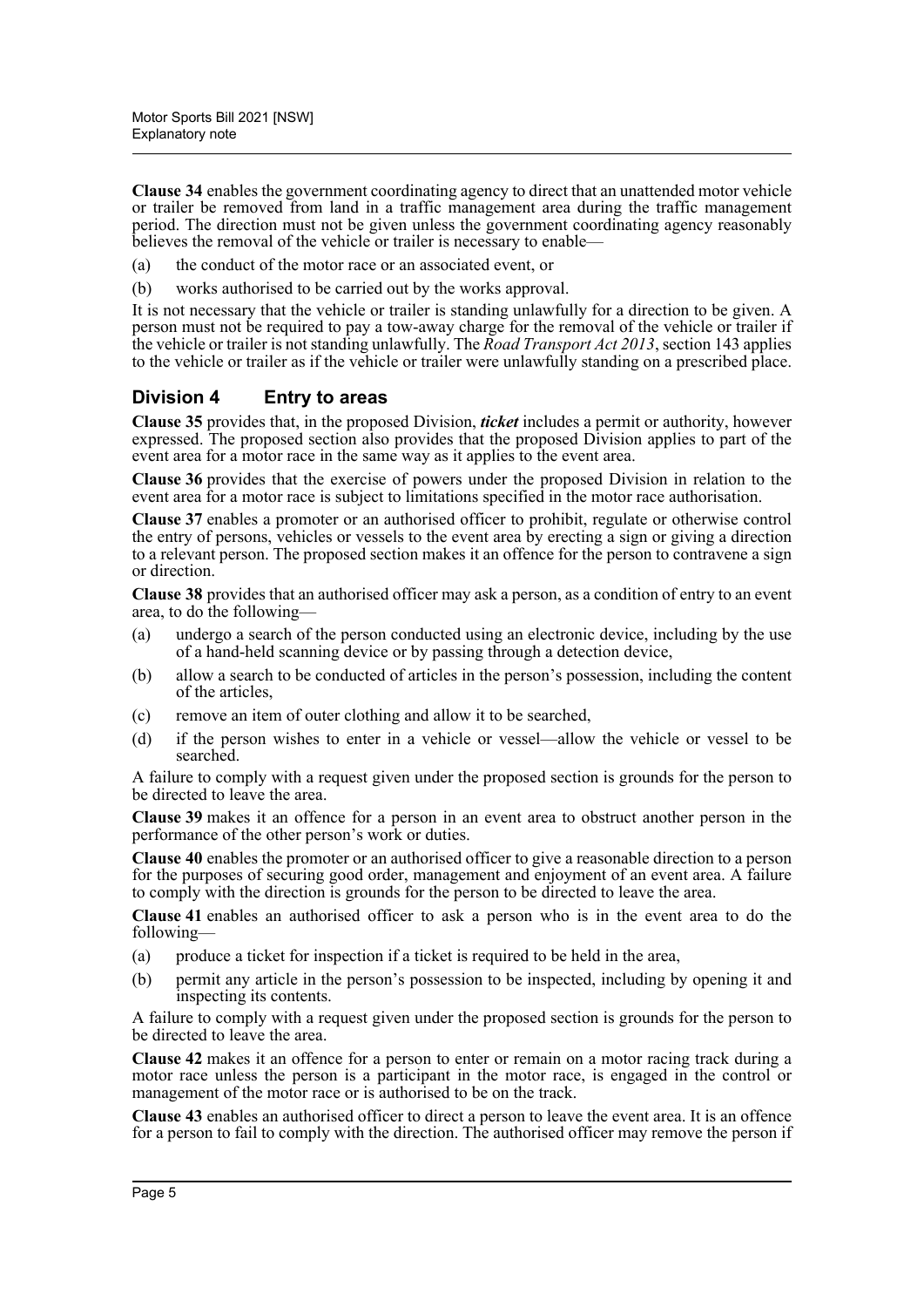**Clause 34** enables the government coordinating agency to direct that an unattended motor vehicle or trailer be removed from land in a traffic management area during the traffic management period. The direction must not be given unless the government coordinating agency reasonably believes the removal of the vehicle or trailer is necessary to enable—

(a) the conduct of the motor race or an associated event, or

(b) works authorised to be carried out by the works approval.

It is not necessary that the vehicle or trailer is standing unlawfully for a direction to be given. A person must not be required to pay a tow-away charge for the removal of the vehicle or trailer if the vehicle or trailer is not standing unlawfully. The *Road Transport Act 2013*, section 143 applies to the vehicle or trailer as if the vehicle or trailer were unlawfully standing on a prescribed place.

## Division 4 Entry to areas

**Clause 35** provides that, in the proposed Division, ***ticket*** includes a permit or authority, however expressed. The proposed section also provides that the proposed Division applies to part of the event area for a motor race in the same way as it applies to the event area.

**Clause 36** provides that the exercise of powers under the proposed Division in relation to the event area for a motor race is subject to limitations specified in the motor race authorisation.

**Clause 37** enables a promoter or an authorised officer to prohibit, regulate or otherwise control the entry of persons, vehicles or vessels to the event area by erecting a sign or giving a direction to a relevant person. The proposed section makes it an offence for the person to contravene a sign or direction.

**Clause 38** provides that an authorised officer may ask a person, as a condition of entry to an event area, to do the following—

(a) undergo a search of the person conducted using an electronic device, including by the use of a hand-held scanning device or by passing through a detection device,

(b) allow a search to be conducted of articles in the person's possession, including the content of the articles,

(c) remove an item of outer clothing and allow it to be searched,

(d) if the person wishes to enter in a vehicle or vessel—allow the vehicle or vessel to be searched.

A failure to comply with a request given under the proposed section is grounds for the person to be directed to leave the area.

**Clause 39** makes it an offence for a person in an event area to obstruct another person in the performance of the other person's work or duties.

**Clause 40** enables the promoter or an authorised officer to give a reasonable direction to a person for the purposes of securing good order, management and enjoyment of an event area. A failure to comply with the direction is grounds for the person to be directed to leave the area.

**Clause 41** enables an authorised officer to ask a person who is in the event area to do the following—

(a) produce a ticket for inspection if a ticket is required to be held in the area,

(b) permit any article in the person's possession to be inspected, including by opening it and inspecting its contents.

A failure to comply with a request given under the proposed section is grounds for the person to be directed to leave the area.

**Clause 42** makes it an offence for a person to enter or remain on a motor racing track during a motor race unless the person is a participant in the motor race, is engaged in the control or management of the motor race or is authorised to be on the track.

**Clause 43** enables an authorised officer to direct a person to leave the event area. It is an offence for a person to fail to comply with the direction. The authorised officer may remove the person if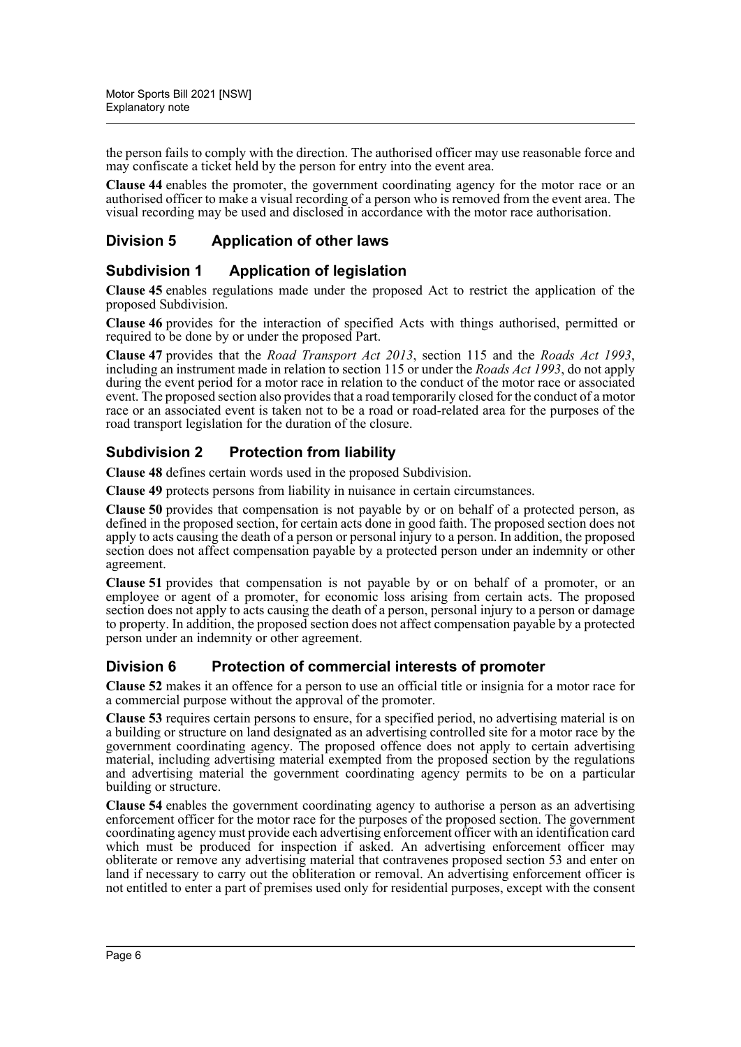the person fails to comply with the direction. The authorised officer may use reasonable force and may confiscate a ticket held by the person for entry into the event area.

**Clause 44** enables the promoter, the government coordinating agency for the motor race or an authorised officer to make a visual recording of a person who is removed from the event area. The visual recording may be used and disclosed in accordance with the motor race authorisation.

## Division 5 Application of other laws

### Subdivision 1 Application of legislation

**Clause 45** enables regulations made under the proposed Act to restrict the application of the proposed Subdivision.

**Clause 46** provides for the interaction of specified Acts with things authorised, permitted or required to be done by or under the proposed Part.

**Clause 47** provides that the *Road Transport Act 2013*, section 115 and the *Roads Act 1993*, including an instrument made in relation to section 115 or under the *Roads Act 1993*, do not apply during the event period for a motor race in relation to the conduct of the motor race or associated event. The proposed section also provides that a road temporarily closed for the conduct of a motor race or an associated event is taken not to be a road or road-related area for the purposes of the road transport legislation for the duration of the closure.

### Subdivision 2 Protection from liability

**Clause 48** defines certain words used in the proposed Subdivision.

**Clause 49** protects persons from liability in nuisance in certain circumstances.

**Clause 50** provides that compensation is not payable by or on behalf of a protected person, as defined in the proposed section, for certain acts done in good faith. The proposed section does not apply to acts causing the death of a person or personal injury to a person. In addition, the proposed section does not affect compensation payable by a protected person under an indemnity or other agreement.

**Clause 51** provides that compensation is not payable by or on behalf of a promoter, or an employee or agent of a promoter, for economic loss arising from certain acts. The proposed section does not apply to acts causing the death of a person, personal injury to a person or damage to property. In addition, the proposed section does not affect compensation payable by a protected person under an indemnity or other agreement.

## Division 6 Protection of commercial interests of promoter

**Clause 52** makes it an offence for a person to use an official title or insignia for a motor race for a commercial purpose without the approval of the promoter.

**Clause 53** requires certain persons to ensure, for a specified period, no advertising material is on a building or structure on land designated as an advertising controlled site for a motor race by the government coordinating agency. The proposed offence does not apply to certain advertising material, including advertising material exempted from the proposed section by the regulations and advertising material the government coordinating agency permits to be on a particular building or structure.

**Clause 54** enables the government coordinating agency to authorise a person as an advertising enforcement officer for the motor race for the purposes of the proposed section. The government coordinating agency must provide each advertising enforcement officer with an identification card which must be produced for inspection if asked. An advertising enforcement officer may obliterate or remove any advertising material that contravenes proposed section 53 and enter on land if necessary to carry out the obliteration or removal. An advertising enforcement officer is not entitled to enter a part of premises used only for residential purposes, except with the consent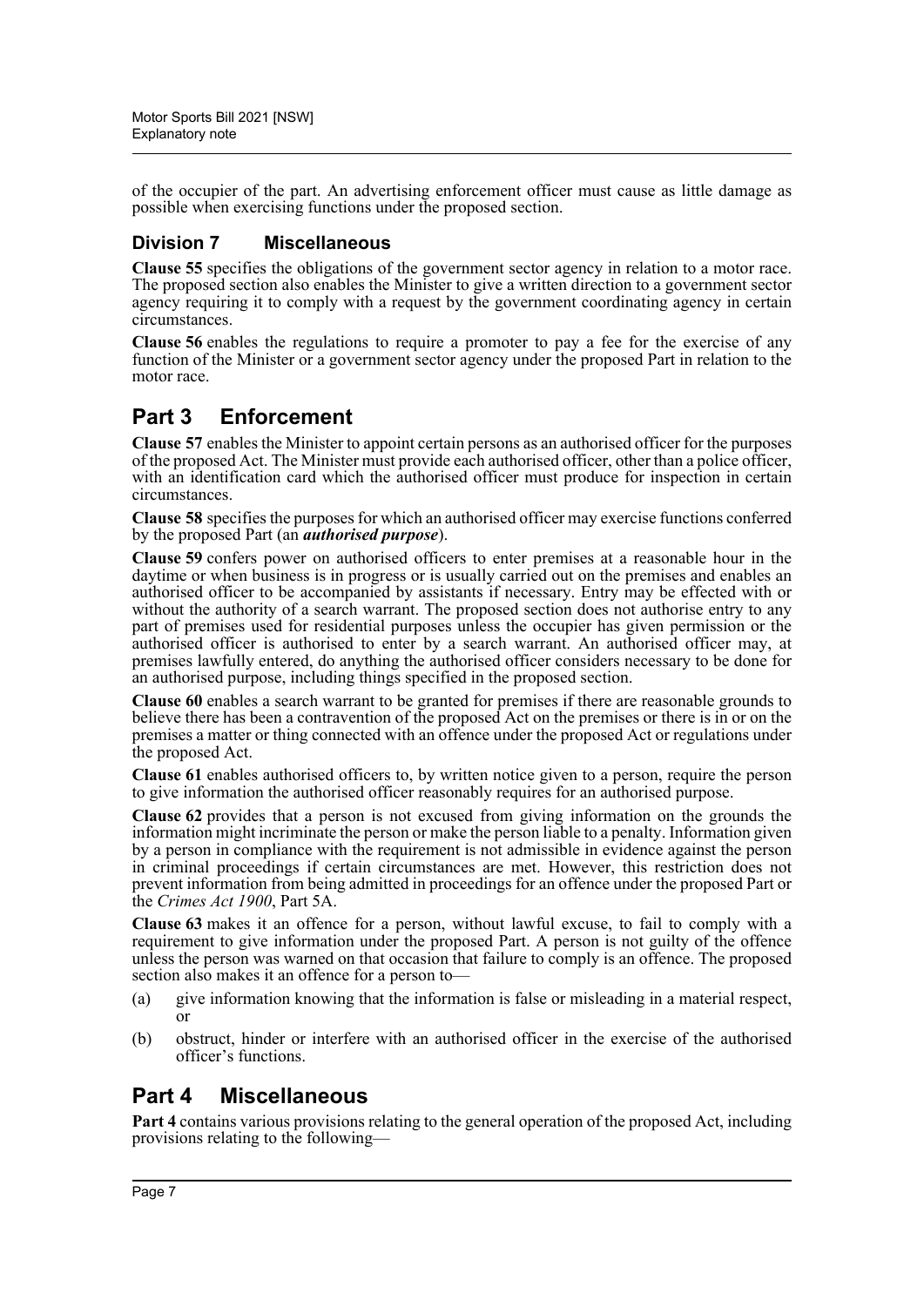of the occupier of the part. An advertising enforcement officer must cause as little damage as possible when exercising functions under the proposed section.

### Division 7 Miscellaneous

**Clause 55** specifies the obligations of the government sector agency in relation to a motor race. The proposed section also enables the Minister to give a written direction to a government sector agency requiring it to comply with a request by the government coordinating agency in certain circumstances.

**Clause 56** enables the regulations to require a promoter to pay a fee for the exercise of any function of the Minister or a government sector agency under the proposed Part in relation to the motor race.

## Part 3 Enforcement

**Clause 57** enables the Minister to appoint certain persons as an authorised officer for the purposes of the proposed Act. The Minister must provide each authorised officer, other than a police officer, with an identification card which the authorised officer must produce for inspection in certain circumstances.

**Clause 58** specifies the purposes for which an authorised officer may exercise functions conferred by the proposed Part (an ***authorised purpose***).

**Clause 59** confers power on authorised officers to enter premises at a reasonable hour in the daytime or when business is in progress or is usually carried out on the premises and enables an authorised officer to be accompanied by assistants if necessary. Entry may be effected with or without the authority of a search warrant. The proposed section does not authorise entry to any part of premises used for residential purposes unless the occupier has given permission or the authorised officer is authorised to enter by a search warrant. An authorised officer may, at premises lawfully entered, do anything the authorised officer considers necessary to be done for an authorised purpose, including things specified in the proposed section.

**Clause 60** enables a search warrant to be granted for premises if there are reasonable grounds to believe there has been a contravention of the proposed Act on the premises or there is in or on the premises a matter or thing connected with an offence under the proposed Act or regulations under the proposed Act.

**Clause 61** enables authorised officers to, by written notice given to a person, require the person to give information the authorised officer reasonably requires for an authorised purpose.

**Clause 62** provides that a person is not excused from giving information on the grounds the information might incriminate the person or make the person liable to a penalty. Information given by a person in compliance with the requirement is not admissible in evidence against the person in criminal proceedings if certain circumstances are met. However, this restriction does not prevent information from being admitted in proceedings for an offence under the proposed Part or the *Crimes Act 1900*, Part 5A.

**Clause 63** makes it an offence for a person, without lawful excuse, to fail to comply with a requirement to give information under the proposed Part. A person is not guilty of the offence unless the person was warned on that occasion that failure to comply is an offence. The proposed section also makes it an offence for a person to—

(a) give information knowing that the information is false or misleading in a material respect, or

(b) obstruct, hinder or interfere with an authorised officer in the exercise of the authorised officer's functions.

## Part 4 Miscellaneous

**Part 4** contains various provisions relating to the general operation of the proposed Act, including provisions relating to the following—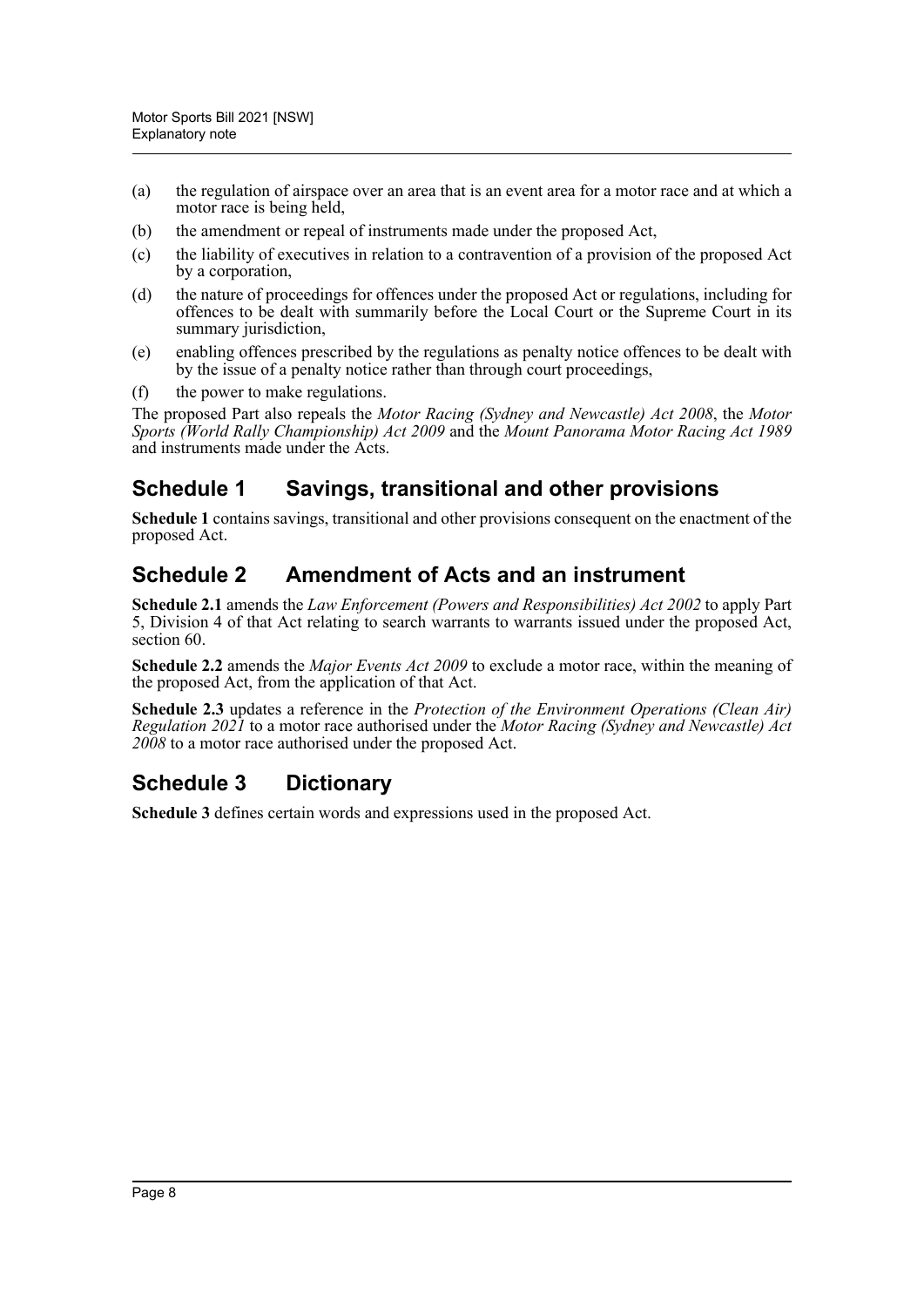(a) the regulation of airspace over an area that is an event area for a motor race and at which a motor race is being held,

(b) the amendment or repeal of instruments made under the proposed Act,

(c) the liability of executives in relation to a contravention of a provision of the proposed Act by a corporation,

(d) the nature of proceedings for offences under the proposed Act or regulations, including for offences to be dealt with summarily before the Local Court or the Supreme Court in its summary jurisdiction,

(e) enabling offences prescribed by the regulations as penalty notice offences to be dealt with by the issue of a penalty notice rather than through court proceedings,

(f) the power to make regulations.

The proposed Part also repeals the *Motor Racing (Sydney and Newcastle) Act 2008*, the *Motor Sports (World Rally Championship) Act 2009* and the *Mount Panorama Motor Racing Act 1989* and instruments made under the Acts.

## Schedule 1 Savings, transitional and other provisions

**Schedule 1** contains savings, transitional and other provisions consequent on the enactment of the proposed Act.

## Schedule 2 Amendment of Acts and an instrument

**Schedule 2.1** amends the *Law Enforcement (Powers and Responsibilities) Act 2002* to apply Part 5, Division 4 of that Act relating to search warrants to warrants issued under the proposed Act, section 60.

**Schedule 2.2** amends the *Major Events Act 2009* to exclude a motor race, within the meaning of the proposed Act, from the application of that Act.

**Schedule 2.3** updates a reference in the *Protection of the Environment Operations (Clean Air) Regulation 2021* to a motor race authorised under the *Motor Racing (Sydney and Newcastle) Act 2008* to a motor race authorised under the proposed Act.

## Schedule 3 Dictionary

**Schedule 3** defines certain words and expressions used in the proposed Act.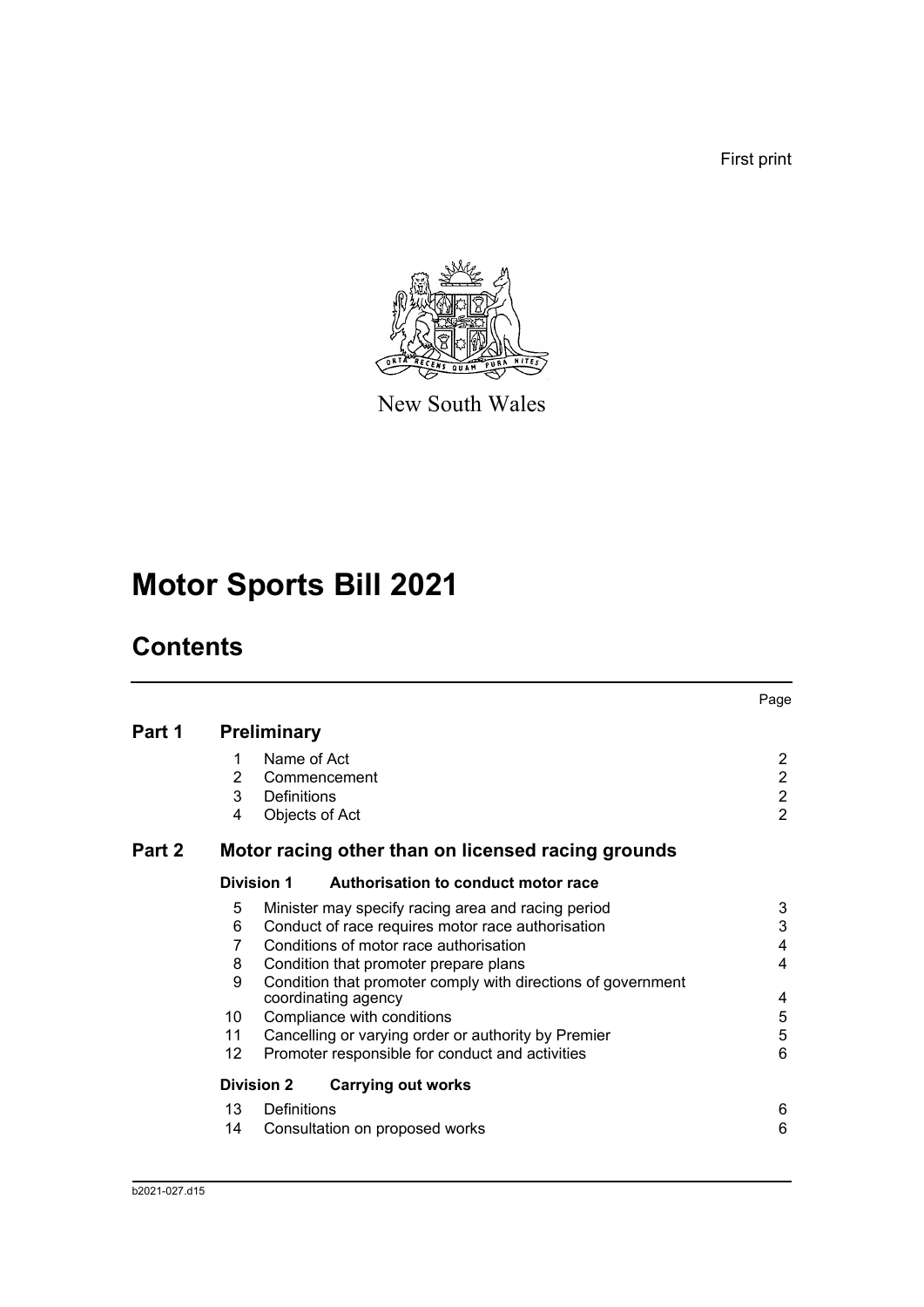First print

New South Wales

# Motor Sports Bill 2021

## Contents

| | | | Page |
|---|---|---|---|
| **Part 1** | **Preliminary** | | |
| | 1 | Name of Act | 2 |
| | 2 | Commencement | 2 |
| | 3 | Definitions | 2 |
| | 4 | Objects of Act | 2 |
| **Part 2** | **Motor racing other than on licensed racing grounds** | | |
| | **Division 1** | **Authorisation to conduct motor race** | |
| | 5 | Minister may specify racing area and racing period | 3 |
| | 6 | Conduct of race requires motor race authorisation | 3 |
| | 7 | Conditions of motor race authorisation | 4 |
| | 8 | Condition that promoter prepare plans | 4 |
| | 9 | Condition that promoter comply with directions of government coordinating agency | 4 |
| | 10 | Compliance with conditions | 5 |
| | 11 | Cancelling or varying order or authority by Premier | 5 |
| | 12 | Promoter responsible for conduct and activities | 6 |
| | **Division 2** | **Carrying out works** | |
| | 13 | Definitions | 6 |
| | 14 | Consultation on proposed works | 6 |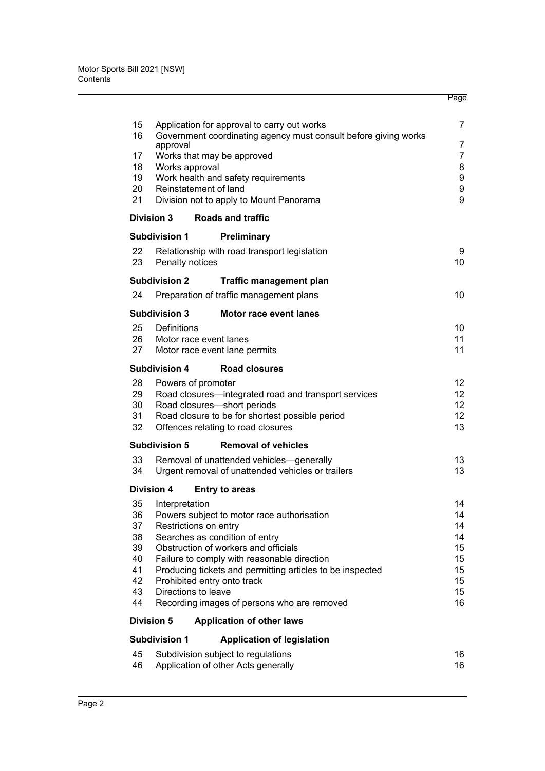| | | Page |
|---|---|---|
| 15 | Application for approval to carry out works | 7 |
| 16 | Government coordinating agency must consult before giving works approval | 7 |
| 17 | Works that may be approved | 7 |
| 18 | Works approval | 8 |
| 19 | Work health and safety requirements | 9 |
| 20 | Reinstatement of land | 9 |
| 21 | Division not to apply to Mount Panorama | 9 |
| **Division 3** | **Roads and traffic** | |
| **Subdivision 1** | **Preliminary** | |
| 22 | Relationship with road transport legislation | 9 |
| 23 | Penalty notices | 10 |
| **Subdivision 2** | **Traffic management plan** | |
| 24 | Preparation of traffic management plans | 10 |
| **Subdivision 3** | **Motor race event lanes** | |
| 25 | Definitions | 10 |
| 26 | Motor race event lanes | 11 |
| 27 | Motor race event lane permits | 11 |
| **Subdivision 4** | **Road closures** | |
| 28 | Powers of promoter | 12 |
| 29 | Road closures—integrated road and transport services | 12 |
| 30 | Road closures—short periods | 12 |
| 31 | Road closure to be for shortest possible period | 12 |
| 32 | Offences relating to road closures | 13 |
| **Subdivision 5** | **Removal of vehicles** | |
| 33 | Removal of unattended vehicles—generally | 13 |
| 34 | Urgent removal of unattended vehicles or trailers | 13 |
| **Division 4** | **Entry to areas** | |
| 35 | Interpretation | 14 |
| 36 | Powers subject to motor race authorisation | 14 |
| 37 | Restrictions on entry | 14 |
| 38 | Searches as condition of entry | 14 |
| 39 | Obstruction of workers and officials | 15 |
| 40 | Failure to comply with reasonable direction | 15 |
| 41 | Producing tickets and permitting articles to be inspected | 15 |
| 42 | Prohibited entry onto track | 15 |
| 43 | Directions to leave | 15 |
| 44 | Recording images of persons who are removed | 16 |
| **Division 5** | **Application of other laws** | |
| **Subdivision 1** | **Application of legislation** | |
| 45 | Subdivision subject to regulations | 16 |
| 46 | Application of other Acts generally | 16 |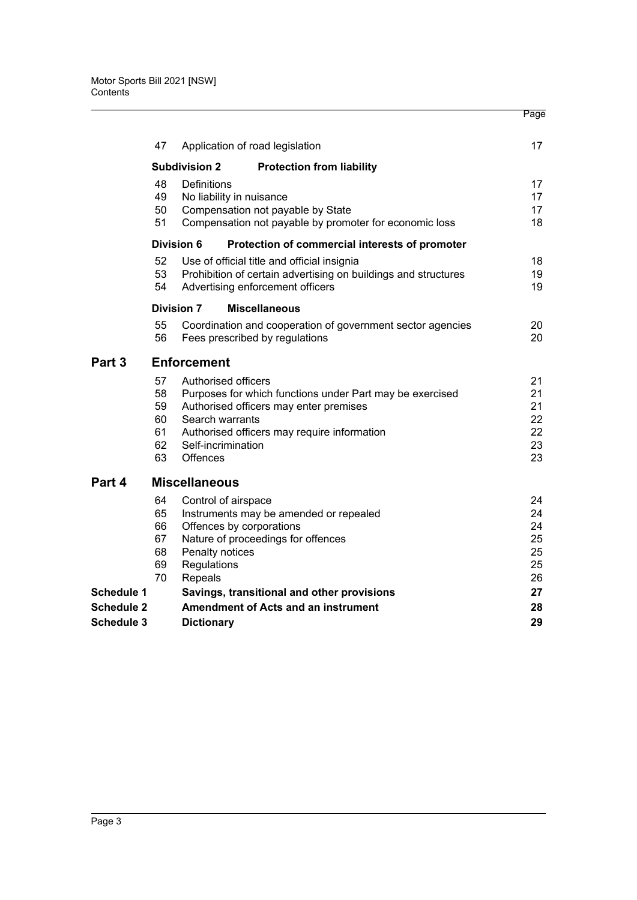| | | | Page |
|---|---|---|---|
| | 47 | Application of road legislation | 17 |
| | **Subdivision 2** | **Protection from liability** | |
| | 48 | Definitions | 17 |
| | 49 | No liability in nuisance | 17 |
| | 50 | Compensation not payable by State | 17 |
| | 51 | Compensation not payable by promoter for economic loss | 18 |
| | **Division 6** | **Protection of commercial interests of promoter** | |
| | 52 | Use of official title and official insignia | 18 |
| | 53 | Prohibition of certain advertising on buildings and structures | 19 |
| | 54 | Advertising enforcement officers | 19 |
| | **Division 7** | **Miscellaneous** | |
| | 55 | Coordination and cooperation of government sector agencies | 20 |
| | 56 | Fees prescribed by regulations | 20 |
| **Part 3** | | **Enforcement** | |
| | 57 | Authorised officers | 21 |
| | 58 | Purposes for which functions under Part may be exercised | 21 |
| | 59 | Authorised officers may enter premises | 21 |
| | 60 | Search warrants | 22 |
| | 61 | Authorised officers may require information | 22 |
| | 62 | Self-incrimination | 23 |
| | 63 | Offences | 23 |
| **Part 4** | | **Miscellaneous** | |
| | 64 | Control of airspace | 24 |
| | 65 | Instruments may be amended or repealed | 24 |
| | 66 | Offences by corporations | 24 |
| | 67 | Nature of proceedings for offences | 25 |
| | 68 | Penalty notices | 25 |
| | 69 | Regulations | 25 |
| | 70 | Repeals | 26 |
| **Schedule 1** | | **Savings, transitional and other provisions** | **27** |
| **Schedule 2** | | **Amendment of Acts and an instrument** | **28** |
| **Schedule 3** | | **Dictionary** | **29** |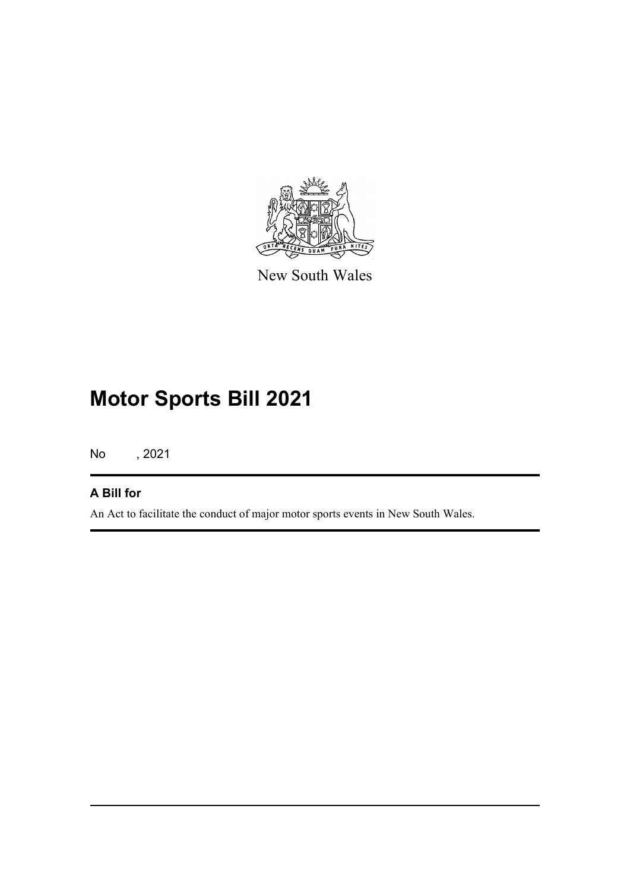New South Wales

# Motor Sports Bill 2021

No , 2021

## A Bill for

An Act to facilitate the conduct of major motor sports events in New South Wales.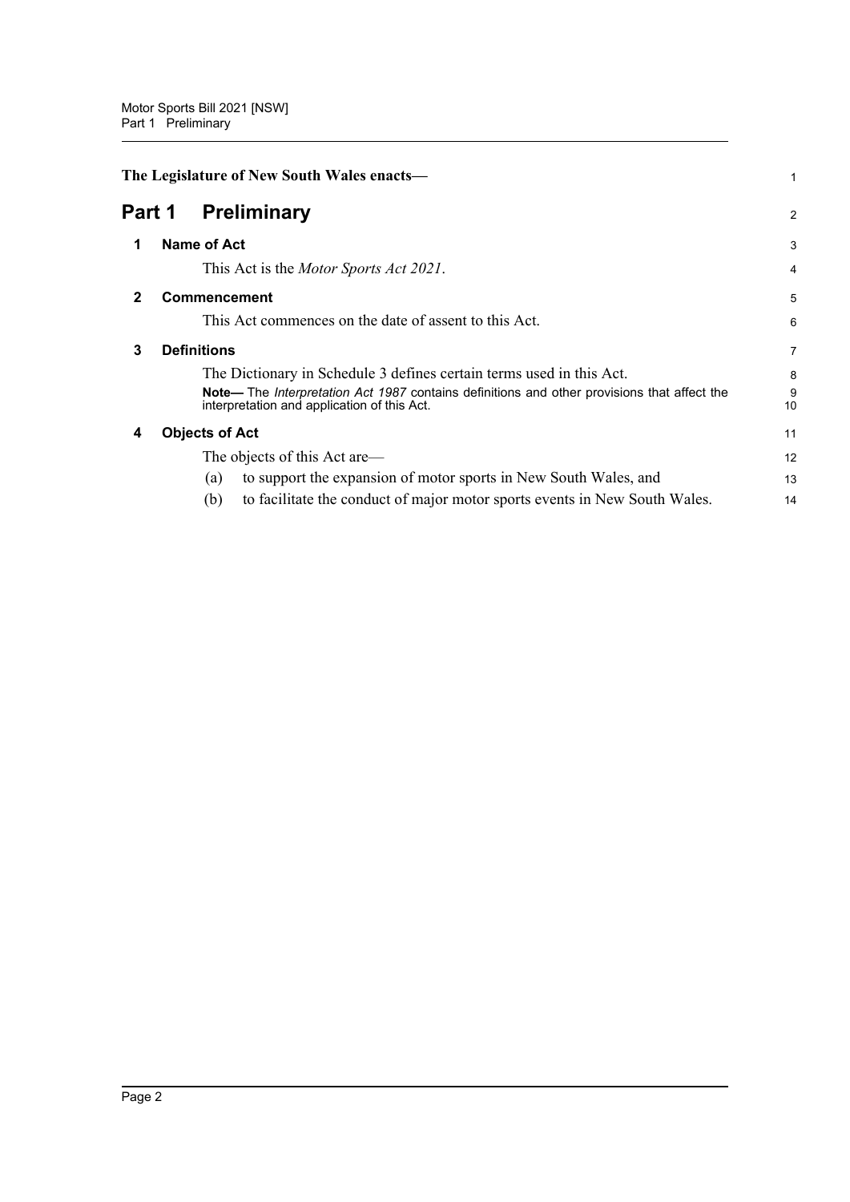**The Legislature of New South Wales enacts—**

# Part 1 Preliminary

## 1 Name of Act

This Act is the *Motor Sports Act 2021*.

## 2 Commencement

This Act commences on the date of assent to this Act.

## 3 Definitions

The Dictionary in Schedule 3 defines certain terms used in this Act.

**Note—** The *Interpretation Act 1987* contains definitions and other provisions that affect the interpretation and application of this Act.

## 4 Objects of Act

The objects of this Act are—

(a) to support the expansion of motor sports in New South Wales, and

(b) to facilitate the conduct of major motor sports events in New South Wales.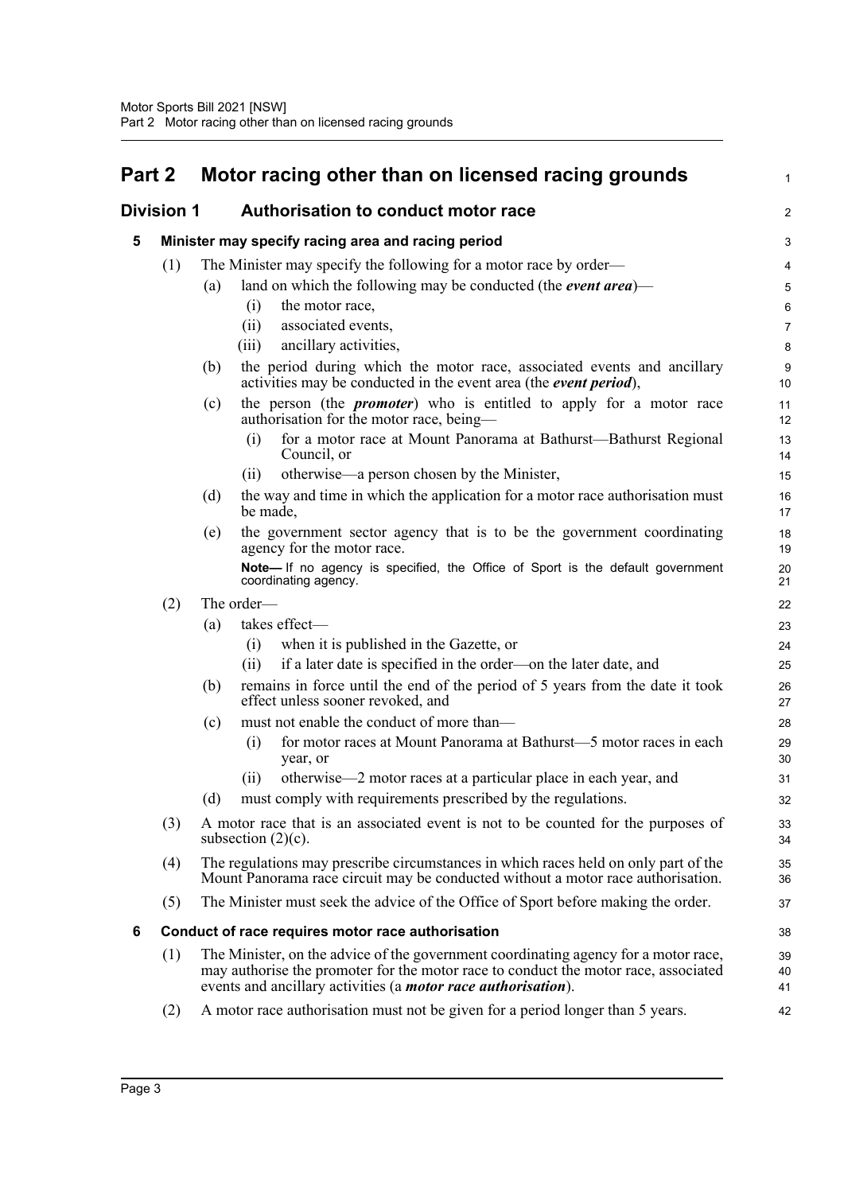# Part 2 Motor racing other than on licensed racing grounds

## Division 1 Authorisation to conduct motor race

### 5 Minister may specify racing area and racing period

(1) The Minister may specify the following for a motor race by order—

(a) land on which the following may be conducted (the ***event area***)—

(i) the motor race,

(ii) associated events,

(iii) ancillary activities,

(b) the period during which the motor race, associated events and ancillary activities may be conducted in the event area (the ***event period***),

(c) the person (the ***promoter***) who is entitled to apply for a motor race authorisation for the motor race, being—

(i) for a motor race at Mount Panorama at Bathurst—Bathurst Regional Council, or

(ii) otherwise—a person chosen by the Minister,

(d) the way and time in which the application for a motor race authorisation must be made,

(e) the government sector agency that is to be the government coordinating agency for the motor race.

**Note—** If no agency is specified, the Office of Sport is the default government coordinating agency.

(2) The order—

(a) takes effect—

(i) when it is published in the Gazette, or

(ii) if a later date is specified in the order—on the later date, and

(b) remains in force until the end of the period of 5 years from the date it took effect unless sooner revoked, and

(c) must not enable the conduct of more than—

(i) for motor races at Mount Panorama at Bathurst—5 motor races in each year, or

(ii) otherwise—2 motor races at a particular place in each year, and

(d) must comply with requirements prescribed by the regulations.

(3) A motor race that is an associated event is not to be counted for the purposes of subsection (2)(c).

(4) The regulations may prescribe circumstances in which races held on only part of the Mount Panorama race circuit may be conducted without a motor race authorisation.

(5) The Minister must seek the advice of the Office of Sport before making the order.

### 6 Conduct of race requires motor race authorisation

(1) The Minister, on the advice of the government coordinating agency for a motor race, may authorise the promoter for the motor race to conduct the motor race, associated events and ancillary activities (a ***motor race authorisation***).

(2) A motor race authorisation must not be given for a period longer than 5 years.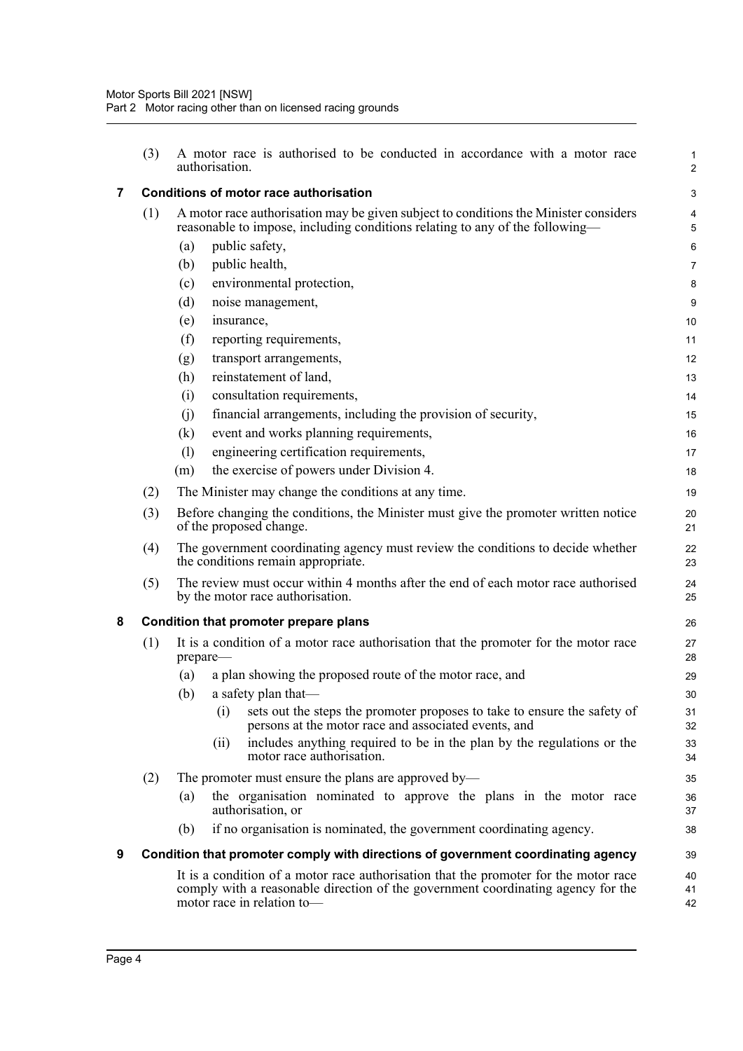(3) A motor race is authorised to be conducted in accordance with a motor race authorisation.

### 7 Conditions of motor race authorisation

(1) A motor race authorisation may be given subject to conditions the Minister considers reasonable to impose, including conditions relating to any of the following—

- (a) public safety,
- (b) public health,
- (c) environmental protection,
- (d) noise management,
- (e) insurance,
- (f) reporting requirements,
- (g) transport arrangements,
- (h) reinstatement of land,
- (i) consultation requirements,
- (j) financial arrangements, including the provision of security,
- (k) event and works planning requirements,
- (l) engineering certification requirements,
- (m) the exercise of powers under Division 4.

(2) The Minister may change the conditions at any time.

(3) Before changing the conditions, the Minister must give the promoter written notice of the proposed change.

(4) The government coordinating agency must review the conditions to decide whether the conditions remain appropriate.

(5) The review must occur within 4 months after the end of each motor race authorised by the motor race authorisation.

### 8 Condition that promoter prepare plans

(1) It is a condition of a motor race authorisation that the promoter for the motor race prepare—

- (a) a plan showing the proposed route of the motor race, and
- (b) a safety plan that—
  - (i) sets out the steps the promoter proposes to take to ensure the safety of persons at the motor race and associated events, and
  - (ii) includes anything required to be in the plan by the regulations or the motor race authorisation.

(2) The promoter must ensure the plans are approved by—

- (a) the organisation nominated to approve the plans in the motor race authorisation, or
- (b) if no organisation is nominated, the government coordinating agency.

### 9 Condition that promoter comply with directions of government coordinating agency

It is a condition of a motor race authorisation that the promoter for the motor race comply with a reasonable direction of the government coordinating agency for the motor race in relation to—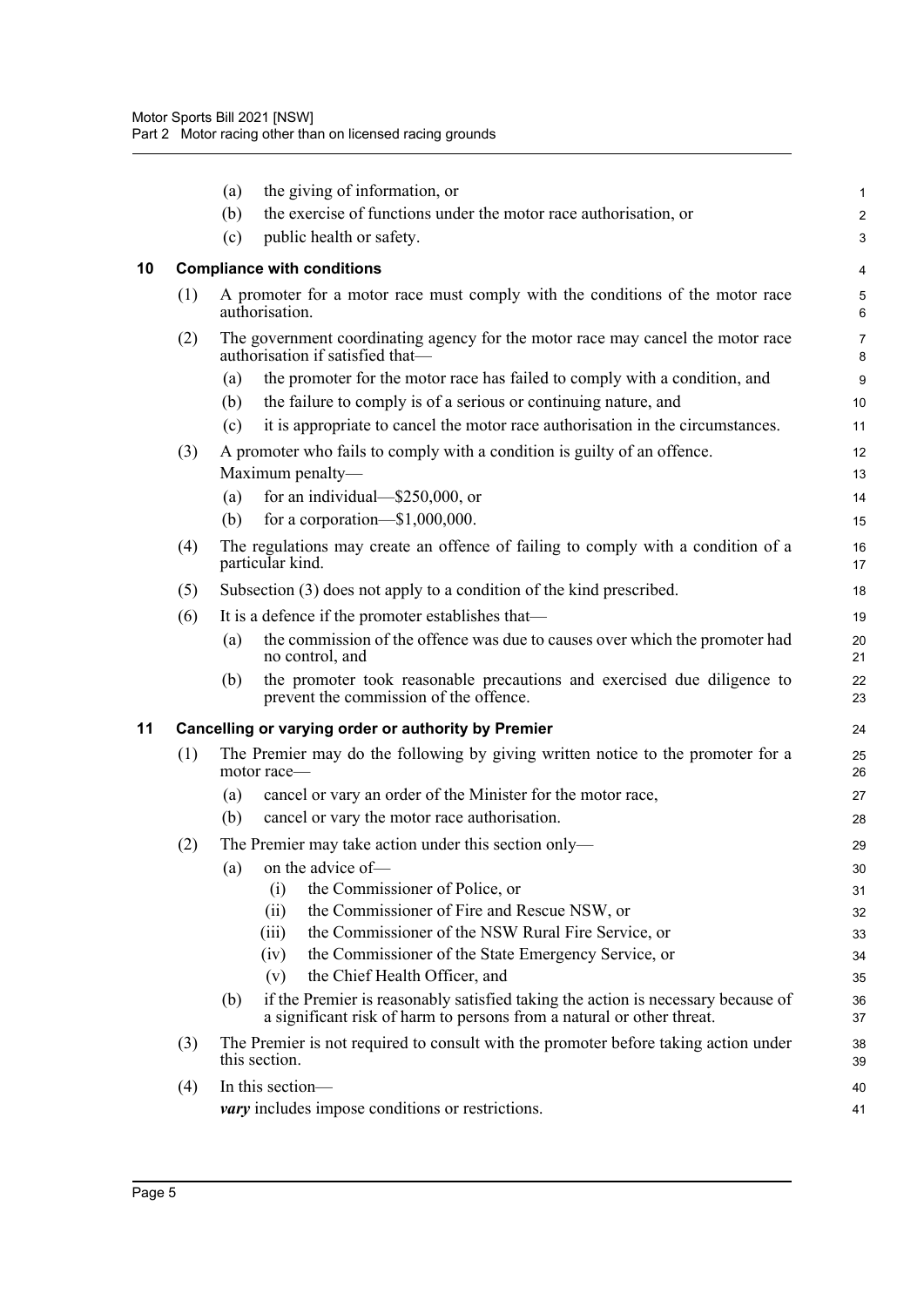(a) the giving of information, or

(b) the exercise of functions under the motor race authorisation, or

(c) public health or safety.

## 10 Compliance with conditions

(1) A promoter for a motor race must comply with the conditions of the motor race authorisation.

(2) The government coordinating agency for the motor race may cancel the motor race authorisation if satisfied that—

(a) the promoter for the motor race has failed to comply with a condition, and

(b) the failure to comply is of a serious or continuing nature, and

(c) it is appropriate to cancel the motor race authorisation in the circumstances.

(3) A promoter who fails to comply with a condition is guilty of an offence.

Maximum penalty—

(a) for an individual—$250,000, or

(b) for a corporation—$1,000,000.

(4) The regulations may create an offence of failing to comply with a condition of a particular kind.

(5) Subsection (3) does not apply to a condition of the kind prescribed.

(6) It is a defence if the promoter establishes that—

(a) the commission of the offence was due to causes over which the promoter had no control, and

(b) the promoter took reasonable precautions and exercised due diligence to prevent the commission of the offence.

## 11 Cancelling or varying order or authority by Premier

(1) The Premier may do the following by giving written notice to the promoter for a motor race—

(a) cancel or vary an order of the Minister for the motor race,

(b) cancel or vary the motor race authorisation.

(2) The Premier may take action under this section only—

(a) on the advice of—

(i) the Commissioner of Police, or

(ii) the Commissioner of Fire and Rescue NSW, or

(iii) the Commissioner of the NSW Rural Fire Service, or

(iv) the Commissioner of the State Emergency Service, or

(v) the Chief Health Officer, and

(b) if the Premier is reasonably satisfied taking the action is necessary because of a significant risk of harm to persons from a natural or other threat.

(3) The Premier is not required to consult with the promoter before taking action under this section.

(4) In this section—

***vary*** includes impose conditions or restrictions.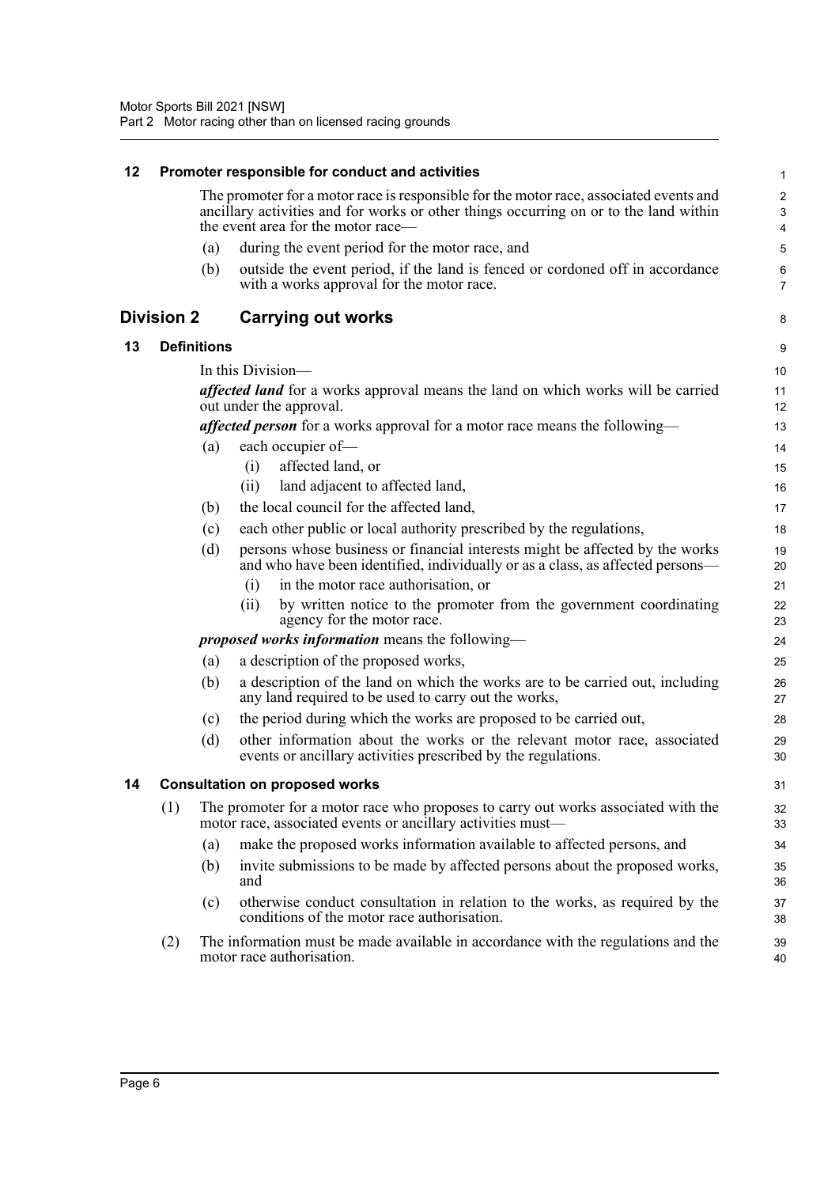### 12 Promoter responsible for conduct and activities

The promoter for a motor race is responsible for the motor race, associated events and ancillary activities and for works or other things occurring on or to the land within the event area for the motor race—

(a) during the event period for the motor race, and

(b) outside the event period, if the land is fenced or cordoned off in accordance with a works approval for the motor race.

## Division 2 Carrying out works

### 13 Definitions

In this Division—

***affected land*** for a works approval means the land on which works will be carried out under the approval.

***affected person*** for a works approval for a motor race means the following—

(a) each occupier of—

(i) affected land, or

(ii) land adjacent to affected land,

(b) the local council for the affected land,

(c) each other public or local authority prescribed by the regulations,

(d) persons whose business or financial interests might be affected by the works and who have been identified, individually or as a class, as affected persons—

(i) in the motor race authorisation, or

(ii) by written notice to the promoter from the government coordinating agency for the motor race.

***proposed works information*** means the following—

(a) a description of the proposed works,

(b) a description of the land on which the works are to be carried out, including any land required to be used to carry out the works,

(c) the period during which the works are proposed to be carried out,

(d) other information about the works or the relevant motor race, associated events or ancillary activities prescribed by the regulations.

### 14 Consultation on proposed works

(1) The promoter for a motor race who proposes to carry out works associated with the motor race, associated events or ancillary activities must—

(a) make the proposed works information available to affected persons, and

(b) invite submissions to be made by affected persons about the proposed works, and

(c) otherwise conduct consultation in relation to the works, as required by the conditions of the motor race authorisation.

(2) The information must be made available in accordance with the regulations and the motor race authorisation.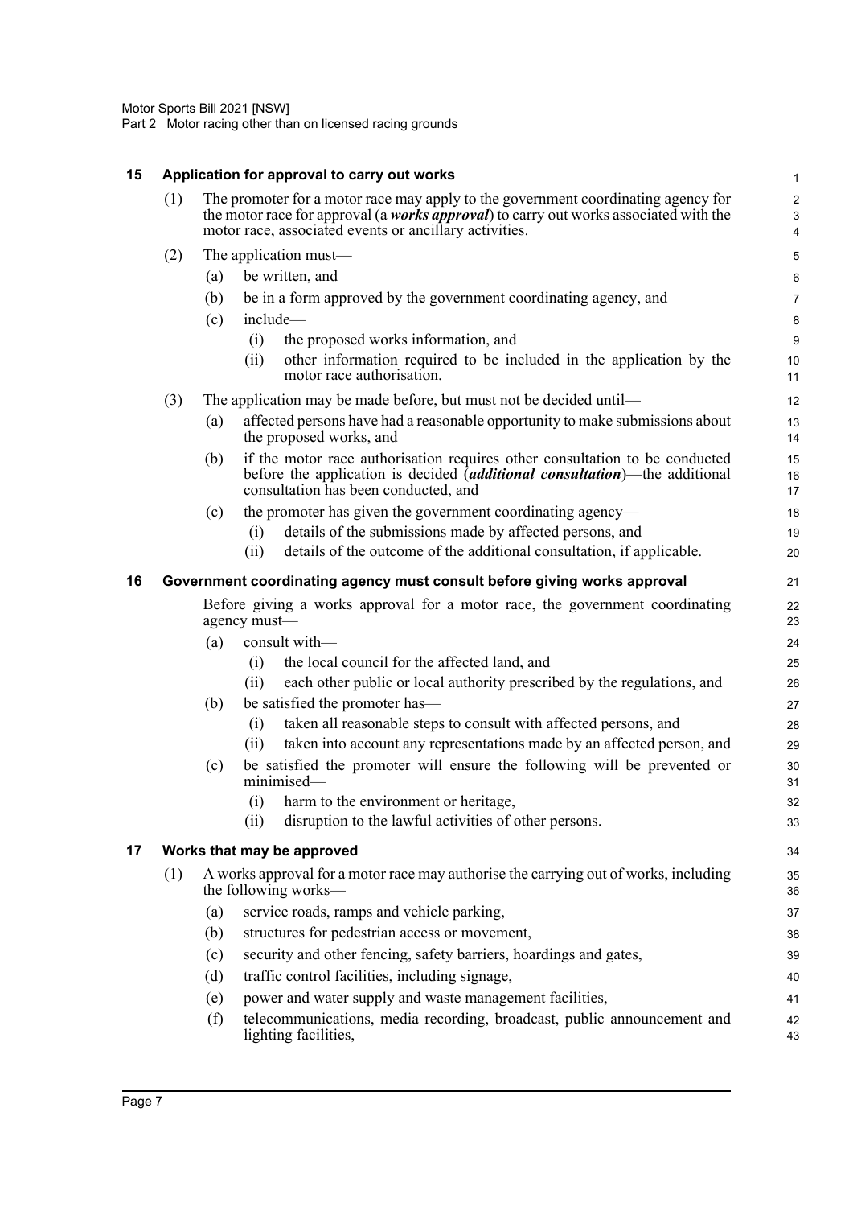### 15 Application for approval to carry out works

(1) The promoter for a motor race may apply to the government coordinating agency for the motor race for approval (a ***works approval***) to carry out works associated with the motor race, associated events or ancillary activities.

(2) The application must—

(a) be written, and

(b) be in a form approved by the government coordinating agency, and

(c) include—

(i) the proposed works information, and

(ii) other information required to be included in the application by the motor race authorisation.

(3) The application may be made before, but must not be decided until—

(a) affected persons have had a reasonable opportunity to make submissions about the proposed works, and

(b) if the motor race authorisation requires other consultation to be conducted before the application is decided (***additional consultation***)—the additional consultation has been conducted, and

(c) the promoter has given the government coordinating agency—

(i) details of the submissions made by affected persons, and

(ii) details of the outcome of the additional consultation, if applicable.

### 16 Government coordinating agency must consult before giving works approval

Before giving a works approval for a motor race, the government coordinating agency must—

(a) consult with—

(i) the local council for the affected land, and

(ii) each other public or local authority prescribed by the regulations, and

(b) be satisfied the promoter has—

(i) taken all reasonable steps to consult with affected persons, and

(ii) taken into account any representations made by an affected person, and

(c) be satisfied the promoter will ensure the following will be prevented or minimised—

(i) harm to the environment or heritage,

(ii) disruption to the lawful activities of other persons.

### 17 Works that may be approved

(1) A works approval for a motor race may authorise the carrying out of works, including the following works—

(a) service roads, ramps and vehicle parking,

(b) structures for pedestrian access or movement,

(c) security and other fencing, safety barriers, hoardings and gates,

(d) traffic control facilities, including signage,

(e) power and water supply and waste management facilities,

(f) telecommunications, media recording, broadcast, public announcement and lighting facilities,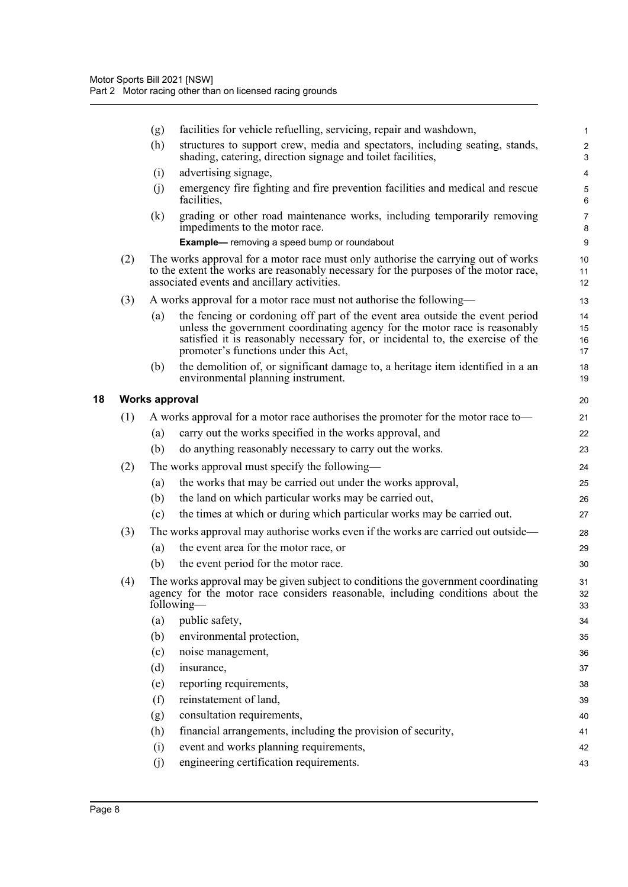(g) facilities for vehicle refuelling, servicing, repair and washdown,

(h) structures to support crew, media and spectators, including seating, stands, shading, catering, direction signage and toilet facilities,

(i) advertising signage,

(j) emergency fire fighting and fire prevention facilities and medical and rescue facilities,

(k) grading or other road maintenance works, including temporarily removing impediments to the motor race.

**Example—** removing a speed bump or roundabout

(2) The works approval for a motor race must only authorise the carrying out of works to the extent the works are reasonably necessary for the purposes of the motor race, associated events and ancillary activities.

(3) A works approval for a motor race must not authorise the following—

(a) the fencing or cordoning off part of the event area outside the event period unless the government coordinating agency for the motor race is reasonably satisfied it is reasonably necessary for, or incidental to, the exercise of the promoter's functions under this Act,

(b) the demolition of, or significant damage to, a heritage item identified in a an environmental planning instrument.

## 18 Works approval

(1) A works approval for a motor race authorises the promoter for the motor race to—

(a) carry out the works specified in the works approval, and

(b) do anything reasonably necessary to carry out the works.

(2) The works approval must specify the following—

(a) the works that may be carried out under the works approval,

(b) the land on which particular works may be carried out,

(c) the times at which or during which particular works may be carried out.

(3) The works approval may authorise works even if the works are carried out outside—

(a) the event area for the motor race, or

(b) the event period for the motor race.

(4) The works approval may be given subject to conditions the government coordinating agency for the motor race considers reasonable, including conditions about the following—

(a) public safety,

(b) environmental protection,

(c) noise management,

(d) insurance,

(e) reporting requirements,

(f) reinstatement of land,

(g) consultation requirements,

(h) financial arrangements, including the provision of security,

(i) event and works planning requirements,

(j) engineering certification requirements.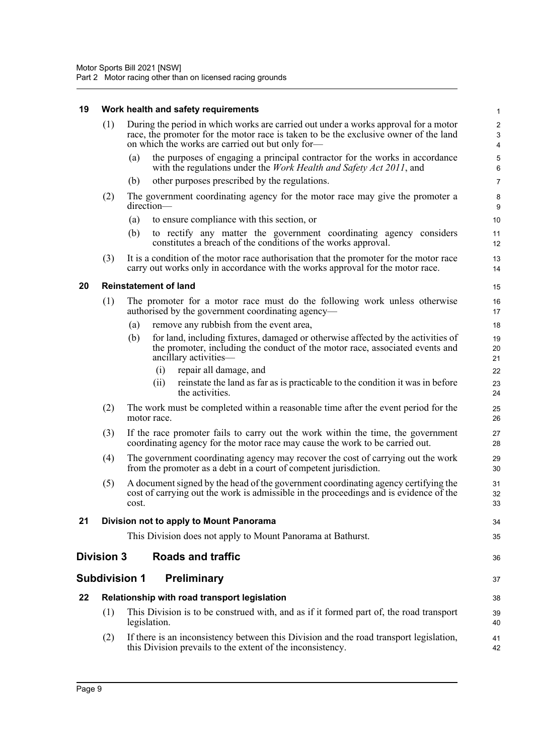### 19 Work health and safety requirements

(1) During the period in which works are carried out under a works approval for a motor race, the promoter for the motor race is taken to be the exclusive owner of the land on which the works are carried out but only for—

(a) the purposes of engaging a principal contractor for the works in accordance with the regulations under the *Work Health and Safety Act 2011*, and

(b) other purposes prescribed by the regulations.

(2) The government coordinating agency for the motor race may give the promoter a direction—

(a) to ensure compliance with this section, or

(b) to rectify any matter the government coordinating agency considers constitutes a breach of the conditions of the works approval.

(3) It is a condition of the motor race authorisation that the promoter for the motor race carry out works only in accordance with the works approval for the motor race.

### 20 Reinstatement of land

(1) The promoter for a motor race must do the following work unless otherwise authorised by the government coordinating agency—

(a) remove any rubbish from the event area,

(b) for land, including fixtures, damaged or otherwise affected by the activities of the promoter, including the conduct of the motor race, associated events and ancillary activities—

(i) repair all damage, and

(ii) reinstate the land as far as is practicable to the condition it was in before the activities.

(2) The work must be completed within a reasonable time after the event period for the motor race.

(3) If the race promoter fails to carry out the work within the time, the government coordinating agency for the motor race may cause the work to be carried out.

(4) The government coordinating agency may recover the cost of carrying out the work from the promoter as a debt in a court of competent jurisdiction.

(5) A document signed by the head of the government coordinating agency certifying the cost of carrying out the work is admissible in the proceedings and is evidence of the cost.

### 21 Division not to apply to Mount Panorama

This Division does not apply to Mount Panorama at Bathurst.

## Division 3 Roads and traffic

## Subdivision 1 Preliminary

### 22 Relationship with road transport legislation

(1) This Division is to be construed with, and as if it formed part of, the road transport legislation.

(2) If there is an inconsistency between this Division and the road transport legislation, this Division prevails to the extent of the inconsistency.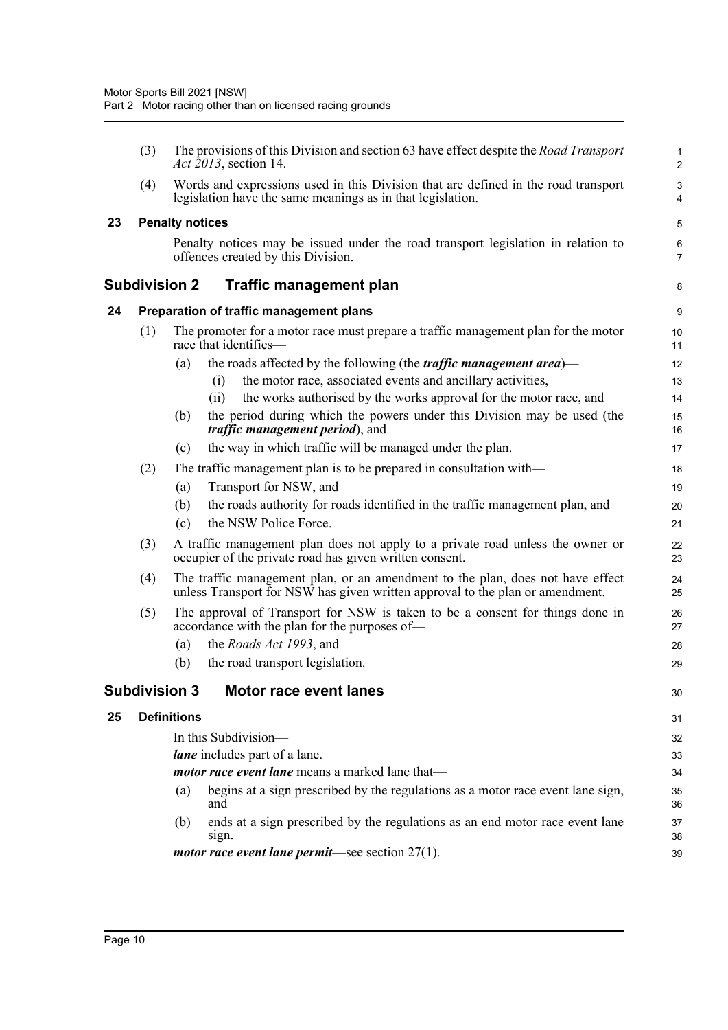(3) The provisions of this Division and section 63 have effect despite the *Road Transport Act 2013*, section 14.

(4) Words and expressions used in this Division that are defined in the road transport legislation have the same meanings as in that legislation.

**23 Penalty notices**

Penalty notices may be issued under the road transport legislation in relation to offences created by this Division.

## Subdivision 2 Traffic management plan

**24 Preparation of traffic management plans**

(1) The promoter for a motor race must prepare a traffic management plan for the motor race that identifies—

(a) the roads affected by the following (the ***traffic management area***)—

(i) the motor race, associated events and ancillary activities,

(ii) the works authorised by the works approval for the motor race, and

(b) the period during which the powers under this Division may be used (the ***traffic management period***), and

(c) the way in which traffic will be managed under the plan.

(2) The traffic management plan is to be prepared in consultation with—

(a) Transport for NSW, and

(b) the roads authority for roads identified in the traffic management plan, and

(c) the NSW Police Force.

(3) A traffic management plan does not apply to a private road unless the owner or occupier of the private road has given written consent.

(4) The traffic management plan, or an amendment to the plan, does not have effect unless Transport for NSW has given written approval to the plan or amendment.

(5) The approval of Transport for NSW is taken to be a consent for things done in accordance with the plan for the purposes of—

(a) the *Roads Act 1993*, and

(b) the road transport legislation.

## Subdivision 3 Motor race event lanes

**25 Definitions**

In this Subdivision—

***lane*** includes part of a lane.

***motor race event lane*** means a marked lane that—

(a) begins at a sign prescribed by the regulations as a motor race event lane sign, and

(b) ends at a sign prescribed by the regulations as an end motor race event lane sign.

***motor race event lane permit***—see section 27(1).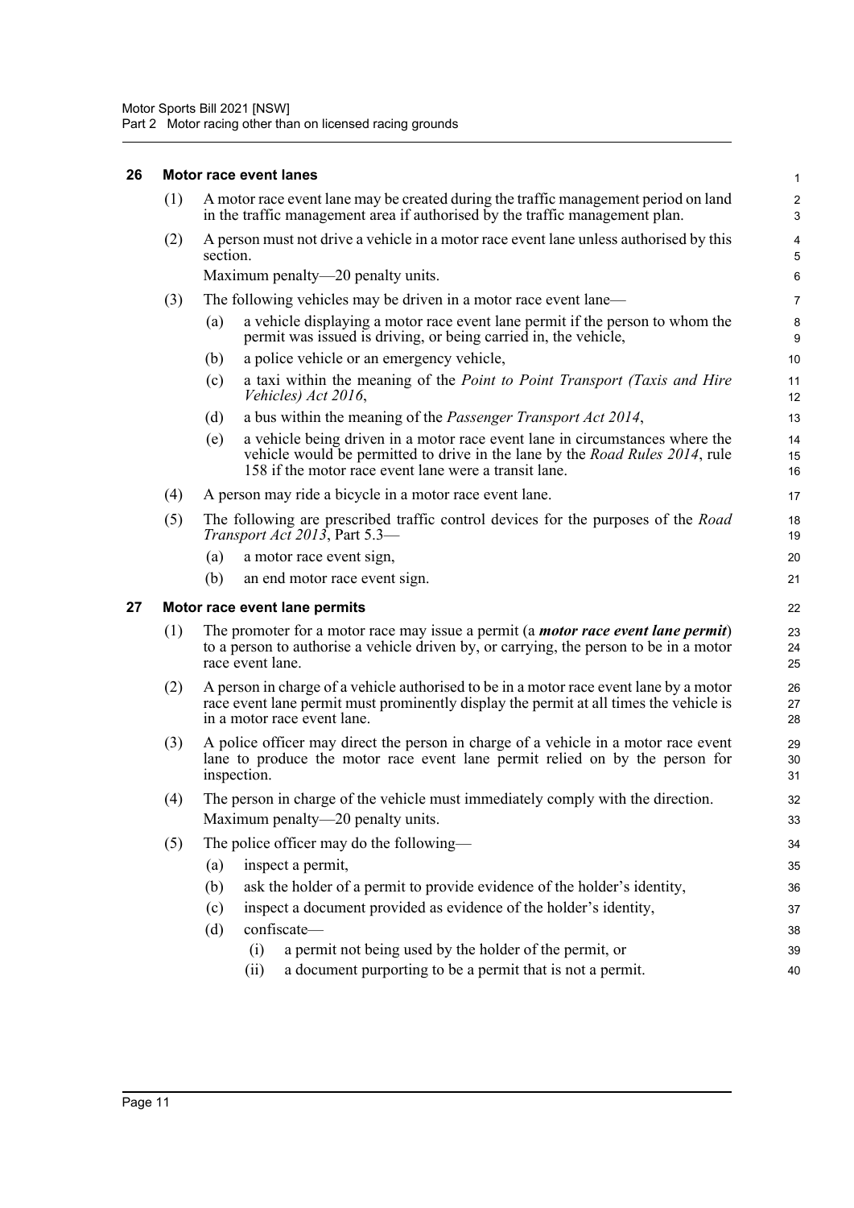## 26 Motor race event lanes

(1) A motor race event lane may be created during the traffic management period on land in the traffic management area if authorised by the traffic management plan.

(2) A person must not drive a vehicle in a motor race event lane unless authorised by this section.

Maximum penalty—20 penalty units.

(3) The following vehicles may be driven in a motor race event lane—

(a) a vehicle displaying a motor race event lane permit if the person to whom the permit was issued is driving, or being carried in, the vehicle,

(b) a police vehicle or an emergency vehicle,

(c) a taxi within the meaning of the *Point to Point Transport (Taxis and Hire Vehicles) Act 2016*,

(d) a bus within the meaning of the *Passenger Transport Act 2014*,

(e) a vehicle being driven in a motor race event lane in circumstances where the vehicle would be permitted to drive in the lane by the *Road Rules 2014*, rule 158 if the motor race event lane were a transit lane.

(4) A person may ride a bicycle in a motor race event lane.

(5) The following are prescribed traffic control devices for the purposes of the *Road Transport Act 2013*, Part 5.3—

(a) a motor race event sign,

(b) an end motor race event sign.

## 27 Motor race event lane permits

(1) The promoter for a motor race may issue a permit (a ***motor race event lane permit***) to a person to authorise a vehicle driven by, or carrying, the person to be in a motor race event lane.

(2) A person in charge of a vehicle authorised to be in a motor race event lane by a motor race event lane permit must prominently display the permit at all times the vehicle is in a motor race event lane.

(3) A police officer may direct the person in charge of a vehicle in a motor race event lane to produce the motor race event lane permit relied on by the person for inspection.

(4) The person in charge of the vehicle must immediately comply with the direction.

Maximum penalty—20 penalty units.

(5) The police officer may do the following—

(a) inspect a permit,

(b) ask the holder of a permit to provide evidence of the holder's identity,

(c) inspect a document provided as evidence of the holder's identity,

(d) confiscate—

(i) a permit not being used by the holder of the permit, or

(ii) a document purporting to be a permit that is not a permit.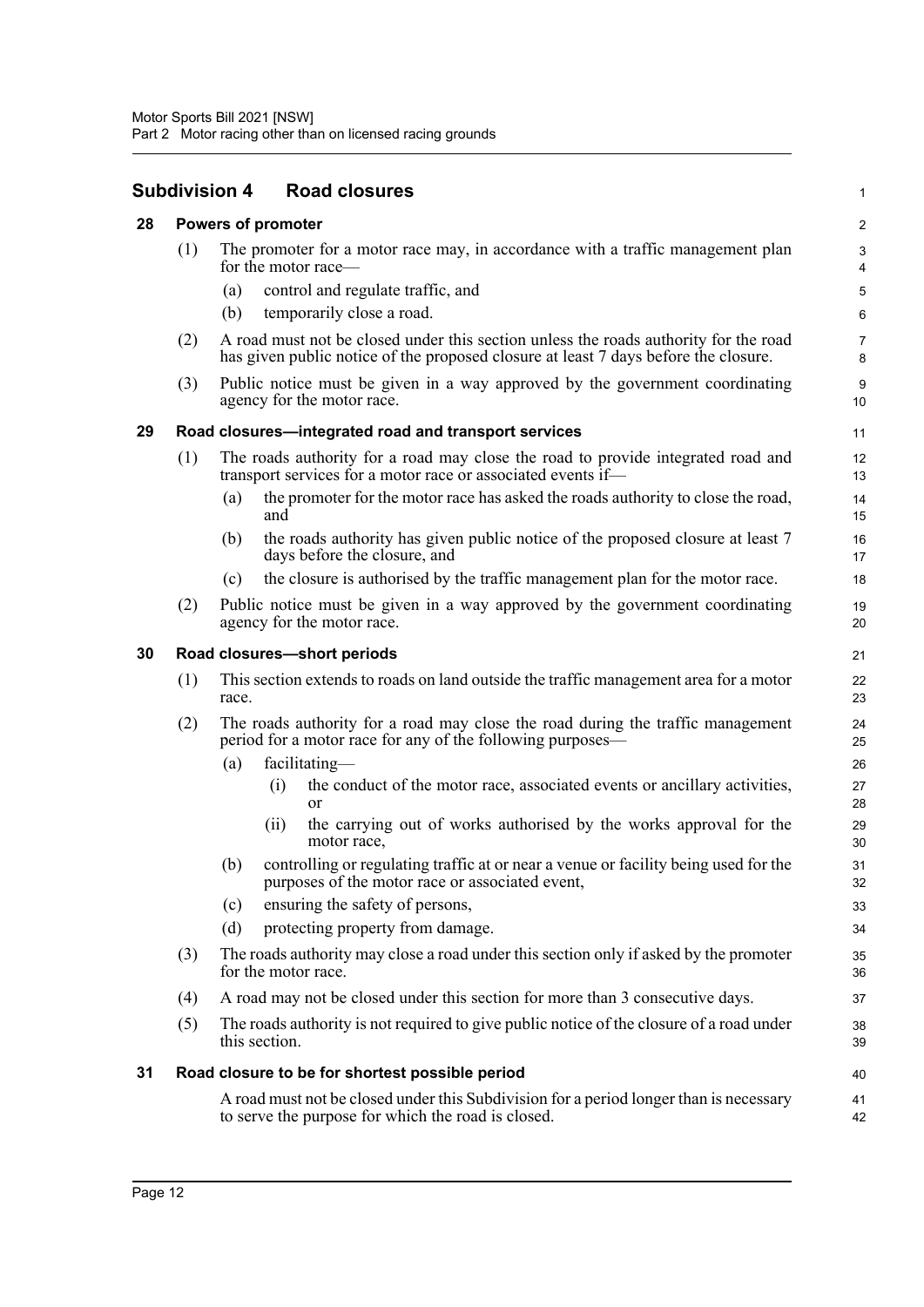## Subdivision 4 Road closures

### 28 Powers of promoter

(1) The promoter for a motor race may, in accordance with a traffic management plan for the motor race—

- (a) control and regulate traffic, and
- (b) temporarily close a road.

(2) A road must not be closed under this section unless the roads authority for the road has given public notice of the proposed closure at least 7 days before the closure.

(3) Public notice must be given in a way approved by the government coordinating agency for the motor race.

### 29 Road closures—integrated road and transport services

(1) The roads authority for a road may close the road to provide integrated road and transport services for a motor race or associated events if—

- (a) the promoter for the motor race has asked the roads authority to close the road, and
- (b) the roads authority has given public notice of the proposed closure at least 7 days before the closure, and
- (c) the closure is authorised by the traffic management plan for the motor race.

(2) Public notice must be given in a way approved by the government coordinating agency for the motor race.

### 30 Road closures—short periods

(1) This section extends to roads on land outside the traffic management area for a motor race.

(2) The roads authority for a road may close the road during the traffic management period for a motor race for any of the following purposes—

- (a) facilitating—
  - (i) the conduct of the motor race, associated events or ancillary activities, or
  - (ii) the carrying out of works authorised by the works approval for the motor race,
- (b) controlling or regulating traffic at or near a venue or facility being used for the purposes of the motor race or associated event,
- (c) ensuring the safety of persons,
- (d) protecting property from damage.

(3) The roads authority may close a road under this section only if asked by the promoter for the motor race.

(4) A road may not be closed under this section for more than 3 consecutive days.

(5) The roads authority is not required to give public notice of the closure of a road under this section.

### 31 Road closure to be for shortest possible period

A road must not be closed under this Subdivision for a period longer than is necessary to serve the purpose for which the road is closed.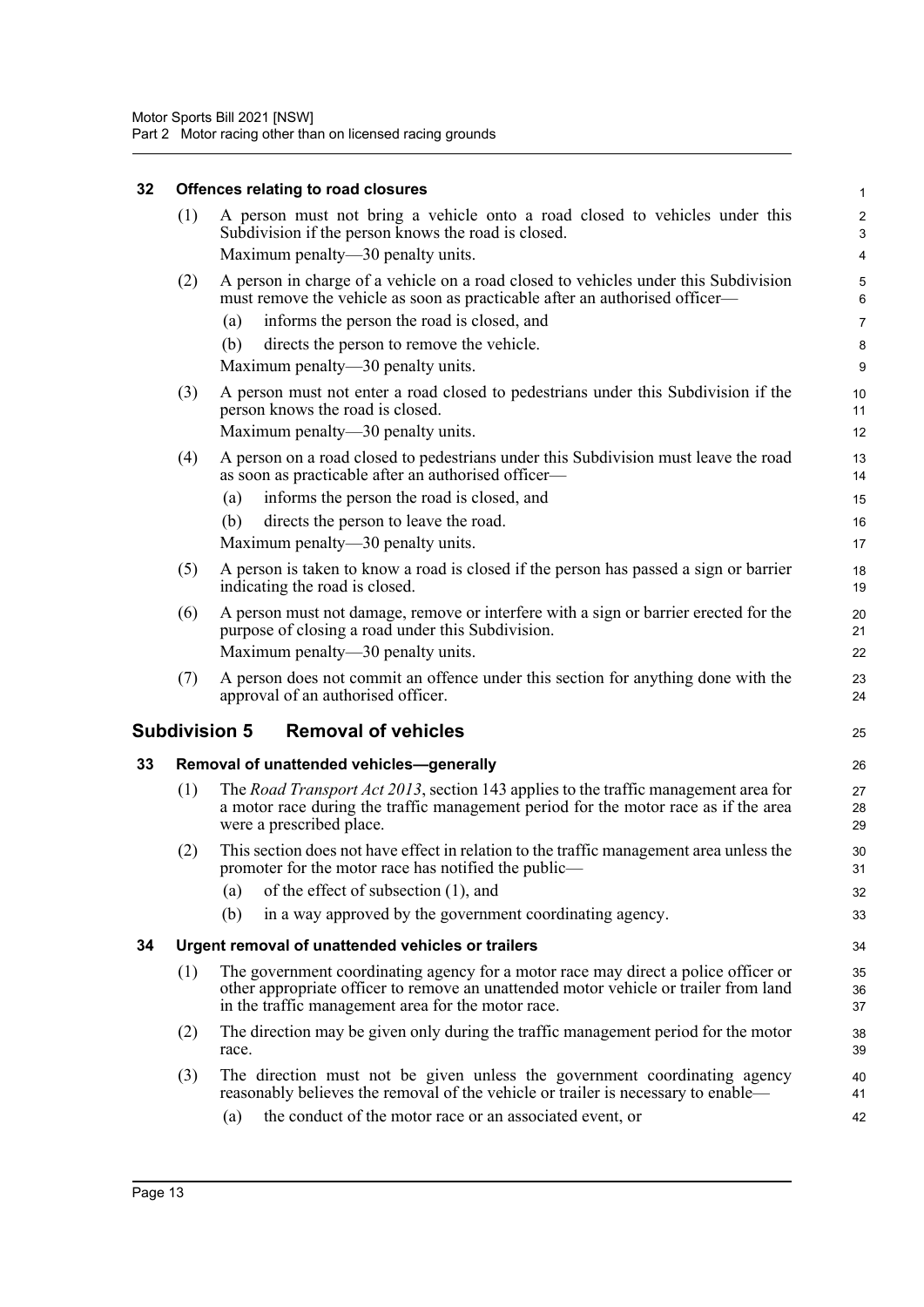### 32 Offences relating to road closures

(1) A person must not bring a vehicle onto a road closed to vehicles under this Subdivision if the person knows the road is closed.

Maximum penalty—30 penalty units.

(2) A person in charge of a vehicle on a road closed to vehicles under this Subdivision must remove the vehicle as soon as practicable after an authorised officer—

(a) informs the person the road is closed, and

(b) directs the person to remove the vehicle.

Maximum penalty—30 penalty units.

(3) A person must not enter a road closed to pedestrians under this Subdivision if the person knows the road is closed.

Maximum penalty—30 penalty units.

(4) A person on a road closed to pedestrians under this Subdivision must leave the road as soon as practicable after an authorised officer—

(a) informs the person the road is closed, and

(b) directs the person to leave the road.

Maximum penalty—30 penalty units.

(5) A person is taken to know a road is closed if the person has passed a sign or barrier indicating the road is closed.

(6) A person must not damage, remove or interfere with a sign or barrier erected for the purpose of closing a road under this Subdivision.

Maximum penalty—30 penalty units.

(7) A person does not commit an offence under this section for anything done with the approval of an authorised officer.

## Subdivision 5 Removal of vehicles

### 33 Removal of unattended vehicles—generally

(1) The *Road Transport Act 2013*, section 143 applies to the traffic management area for a motor race during the traffic management period for the motor race as if the area were a prescribed place.

(2) This section does not have effect in relation to the traffic management area unless the promoter for the motor race has notified the public—

(a) of the effect of subsection (1), and

(b) in a way approved by the government coordinating agency.

### 34 Urgent removal of unattended vehicles or trailers

(1) The government coordinating agency for a motor race may direct a police officer or other appropriate officer to remove an unattended motor vehicle or trailer from land in the traffic management area for the motor race.

(2) The direction may be given only during the traffic management period for the motor race.

(3) The direction must not be given unless the government coordinating agency reasonably believes the removal of the vehicle or trailer is necessary to enable—

(a) the conduct of the motor race or an associated event, or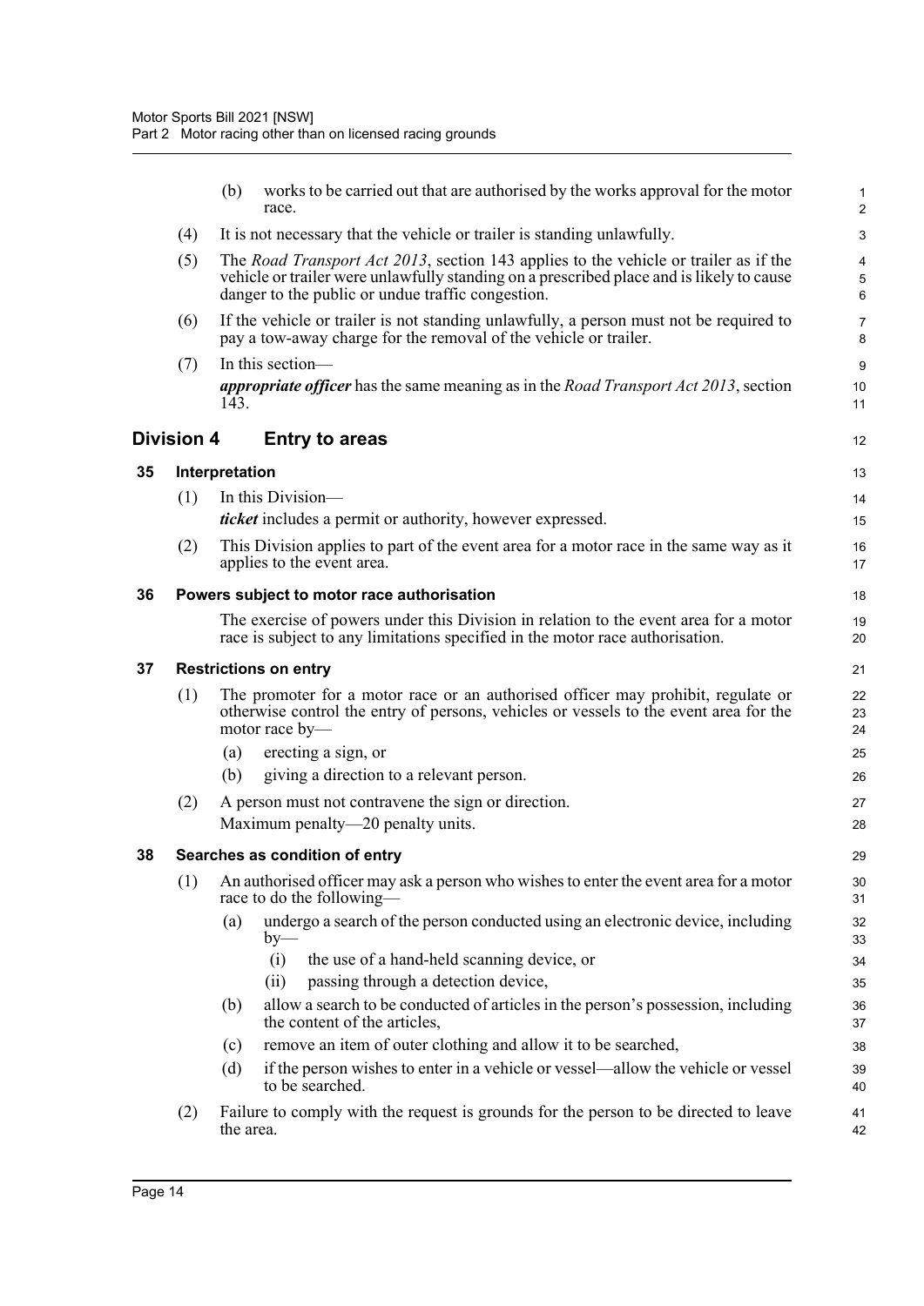(b) works to be carried out that are authorised by the works approval for the motor race.

(4) It is not necessary that the vehicle or trailer is standing unlawfully.

(5) The *Road Transport Act 2013*, section 143 applies to the vehicle or trailer as if the vehicle or trailer were unlawfully standing on a prescribed place and is likely to cause danger to the public or undue traffic congestion.

(6) If the vehicle or trailer is not standing unlawfully, a person must not be required to pay a tow-away charge for the removal of the vehicle or trailer.

(7) In this section—

***appropriate officer*** has the same meaning as in the *Road Transport Act 2013*, section 143.

## Division 4 Entry to areas

### 35 Interpretation

(1) In this Division—

***ticket*** includes a permit or authority, however expressed.

(2) This Division applies to part of the event area for a motor race in the same way as it applies to the event area.

### 36 Powers subject to motor race authorisation

The exercise of powers under this Division in relation to the event area for a motor race is subject to any limitations specified in the motor race authorisation.

### 37 Restrictions on entry

(1) The promoter for a motor race or an authorised officer may prohibit, regulate or otherwise control the entry of persons, vehicles or vessels to the event area for the motor race by—

(a) erecting a sign, or

(b) giving a direction to a relevant person.

(2) A person must not contravene the sign or direction.

Maximum penalty—20 penalty units.

### 38 Searches as condition of entry

(1) An authorised officer may ask a person who wishes to enter the event area for a motor race to do the following—

(a) undergo a search of the person conducted using an electronic device, including by—

(i) the use of a hand-held scanning device, or

(ii) passing through a detection device,

(b) allow a search to be conducted of articles in the person's possession, including the content of the articles,

(c) remove an item of outer clothing and allow it to be searched,

(d) if the person wishes to enter in a vehicle or vessel—allow the vehicle or vessel to be searched.

(2) Failure to comply with the request is grounds for the person to be directed to leave the area.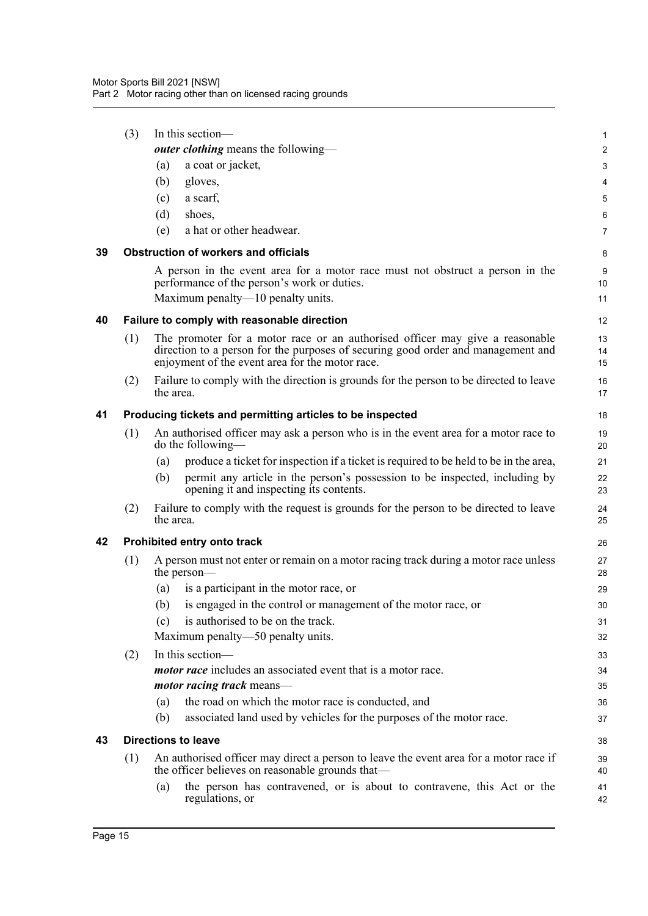(3) In this section—

***outer clothing*** means the following—

(a) a coat or jacket,

(b) gloves,

(c) a scarf,

(d) shoes,

(e) a hat or other headwear.

### 39 Obstruction of workers and officials

A person in the event area for a motor race must not obstruct a person in the performance of the person's work or duties.

Maximum penalty—10 penalty units.

### 40 Failure to comply with reasonable direction

(1) The promoter for a motor race or an authorised officer may give a reasonable direction to a person for the purposes of securing good order and management and enjoyment of the event area for the motor race.

(2) Failure to comply with the direction is grounds for the person to be directed to leave the area.

### 41 Producing tickets and permitting articles to be inspected

(1) An authorised officer may ask a person who is in the event area for a motor race to do the following—

(a) produce a ticket for inspection if a ticket is required to be held to be in the area,

(b) permit any article in the person's possession to be inspected, including by opening it and inspecting its contents.

(2) Failure to comply with the request is grounds for the person to be directed to leave the area.

### 42 Prohibited entry onto track

(1) A person must not enter or remain on a motor racing track during a motor race unless the person—

(a) is a participant in the motor race, or

(b) is engaged in the control or management of the motor race, or

(c) is authorised to be on the track.

Maximum penalty—50 penalty units.

(2) In this section—

***motor race*** includes an associated event that is a motor race.

***motor racing track*** means—

(a) the road on which the motor race is conducted, and

(b) associated land used by vehicles for the purposes of the motor race.

### 43 Directions to leave

(1) An authorised officer may direct a person to leave the event area for a motor race if the officer believes on reasonable grounds that—

(a) the person has contravened, or is about to contravene, this Act or the regulations, or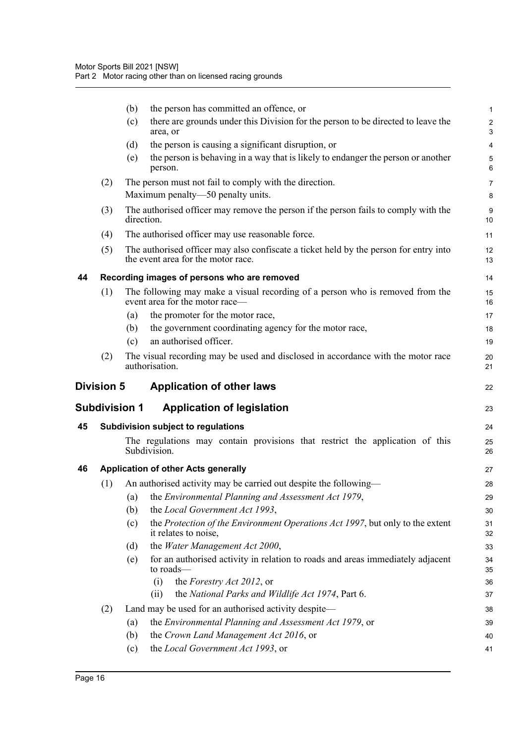(b) the person has committed an offence, or

(c) there are grounds under this Division for the person to be directed to leave the area, or

(d) the person is causing a significant disruption, or

(e) the person is behaving in a way that is likely to endanger the person or another person.

(2) The person must not fail to comply with the direction.

Maximum penalty—50 penalty units.

(3) The authorised officer may remove the person if the person fails to comply with the direction.

(4) The authorised officer may use reasonable force.

(5) The authorised officer may also confiscate a ticket held by the person for entry into the event area for the motor race.

### 44 Recording images of persons who are removed

(1) The following may make a visual recording of a person who is removed from the event area for the motor race—

(a) the promoter for the motor race,

(b) the government coordinating agency for the motor race,

(c) an authorised officer.

(2) The visual recording may be used and disclosed in accordance with the motor race authorisation.

## Division 5 Application of other laws

## Subdivision 1 Application of legislation

### 45 Subdivision subject to regulations

The regulations may contain provisions that restrict the application of this Subdivision.

### 46 Application of other Acts generally

(1) An authorised activity may be carried out despite the following—

(a) the *Environmental Planning and Assessment Act 1979*,

(b) the *Local Government Act 1993*,

(c) the *Protection of the Environment Operations Act 1997*, but only to the extent it relates to noise,

(d) the *Water Management Act 2000*,

(e) for an authorised activity in relation to roads and areas immediately adjacent to roads—

(i) the *Forestry Act 2012*, or

(ii) the *National Parks and Wildlife Act 1974*, Part 6.

(2) Land may be used for an authorised activity despite—

(a) the *Environmental Planning and Assessment Act 1979*, or

(b) the *Crown Land Management Act 2016*, or

(c) the *Local Government Act 1993*, or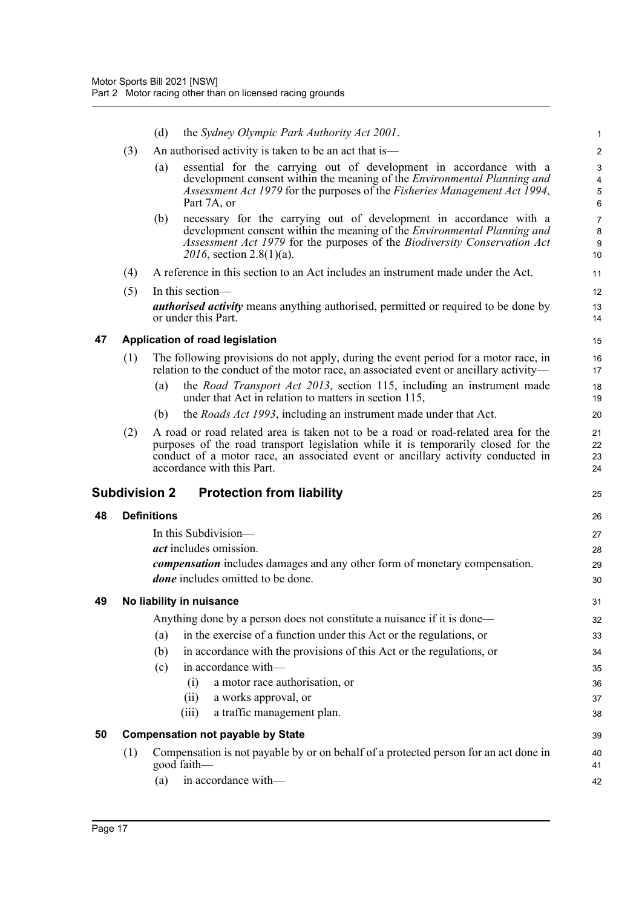(d) the *Sydney Olympic Park Authority Act 2001*.

(3) An authorised activity is taken to be an act that is—

(a) essential for the carrying out of development in accordance with a development consent within the meaning of the *Environmental Planning and Assessment Act 1979* for the purposes of the *Fisheries Management Act 1994*, Part 7A, or

(b) necessary for the carrying out of development in accordance with a development consent within the meaning of the *Environmental Planning and Assessment Act 1979* for the purposes of the *Biodiversity Conservation Act 2016*, section 2.8(1)(a).

(4) A reference in this section to an Act includes an instrument made under the Act.

(5) In this section—

***authorised activity*** means anything authorised, permitted or required to be done by or under this Part.

### 47 Application of road legislation

(1) The following provisions do not apply, during the event period for a motor race, in relation to the conduct of the motor race, an associated event or ancillary activity—

(a) the *Road Transport Act 2013*, section 115, including an instrument made under that Act in relation to matters in section 115,

(b) the *Roads Act 1993*, including an instrument made under that Act.

(2) A road or road related area is taken not to be a road or road-related area for the purposes of the road transport legislation while it is temporarily closed for the conduct of a motor race, an associated event or ancillary activity conducted in accordance with this Part.

## Subdivision 2 Protection from liability

### 48 Definitions

In this Subdivision—

***act*** includes omission.

***compensation*** includes damages and any other form of monetary compensation.

***done*** includes omitted to be done.

### 49 No liability in nuisance

Anything done by a person does not constitute a nuisance if it is done—

(a) in the exercise of a function under this Act or the regulations, or

(b) in accordance with the provisions of this Act or the regulations, or

(c) in accordance with—

(i) a motor race authorisation, or

(ii) a works approval, or

(iii) a traffic management plan.

### 50 Compensation not payable by State

(1) Compensation is not payable by or on behalf of a protected person for an act done in good faith—

(a) in accordance with—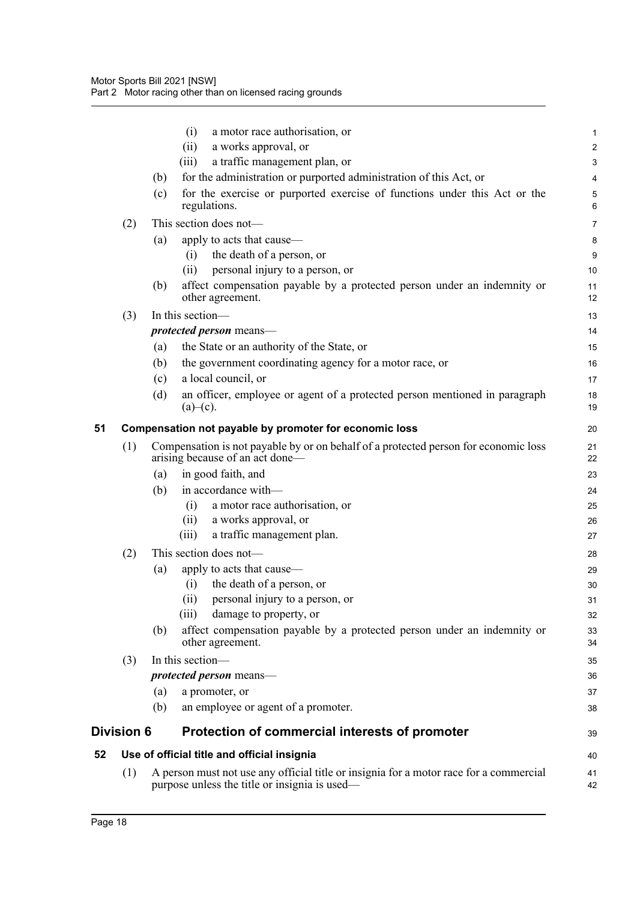(i) a motor race authorisation, or

(ii) a works approval, or

(iii) a traffic management plan, or

(b) for the administration or purported administration of this Act, or

(c) for the exercise or purported exercise of functions under this Act or the regulations.

(2) This section does not—

(a) apply to acts that cause—

(i) the death of a person, or

(ii) personal injury to a person, or

(b) affect compensation payable by a protected person under an indemnity or other agreement.

(3) In this section—

***protected person*** means—

(a) the State or an authority of the State, or

(b) the government coordinating agency for a motor race, or

(c) a local council, or

(d) an officer, employee or agent of a protected person mentioned in paragraph (a)–(c).

### 51 Compensation not payable by promoter for economic loss

(1) Compensation is not payable by or on behalf of a protected person for economic loss arising because of an act done—

(a) in good faith, and

(b) in accordance with—

(i) a motor race authorisation, or

(ii) a works approval, or

(iii) a traffic management plan.

(2) This section does not—

(a) apply to acts that cause—

(i) the death of a person, or

(ii) personal injury to a person, or

(iii) damage to property, or

(b) affect compensation payable by a protected person under an indemnity or other agreement.

(3) In this section—

***protected person*** means—

(a) a promoter, or

(b) an employee or agent of a promoter.

## Division 6 Protection of commercial interests of promoter

### 52 Use of official title and official insignia

(1) A person must not use any official title or insignia for a motor race for a commercial purpose unless the title or insignia is used—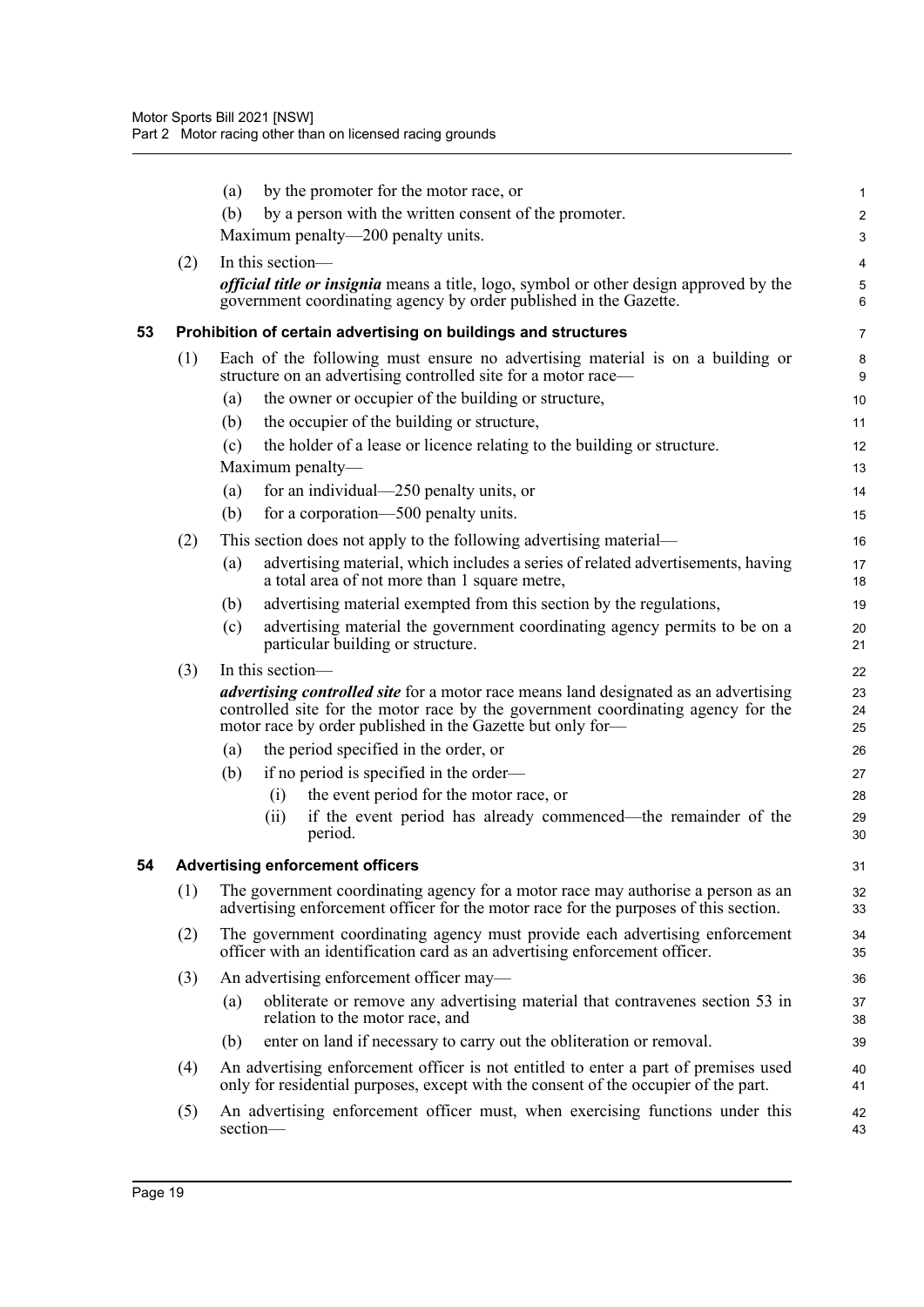(a) by the promoter for the motor race, or

(b) by a person with the written consent of the promoter.

Maximum penalty—200 penalty units.

(2) In this section—

***official title or insignia*** means a title, logo, symbol or other design approved by the government coordinating agency by order published in the Gazette.

### 53 Prohibition of certain advertising on buildings and structures

(1) Each of the following must ensure no advertising material is on a building or structure on an advertising controlled site for a motor race—

(a) the owner or occupier of the building or structure,

(b) the occupier of the building or structure,

(c) the holder of a lease or licence relating to the building or structure.

Maximum penalty—

(a) for an individual—250 penalty units, or

(b) for a corporation—500 penalty units.

(2) This section does not apply to the following advertising material—

(a) advertising material, which includes a series of related advertisements, having a total area of not more than 1 square metre,

(b) advertising material exempted from this section by the regulations,

(c) advertising material the government coordinating agency permits to be on a particular building or structure.

(3) In this section—

***advertising controlled site*** for a motor race means land designated as an advertising controlled site for the motor race by the government coordinating agency for the motor race by order published in the Gazette but only for—

(a) the period specified in the order, or

(b) if no period is specified in the order—

(i) the event period for the motor race, or

(ii) if the event period has already commenced—the remainder of the period.

### 54 Advertising enforcement officers

(1) The government coordinating agency for a motor race may authorise a person as an advertising enforcement officer for the motor race for the purposes of this section.

(2) The government coordinating agency must provide each advertising enforcement officer with an identification card as an advertising enforcement officer.

(3) An advertising enforcement officer may—

(a) obliterate or remove any advertising material that contravenes section 53 in relation to the motor race, and

(b) enter on land if necessary to carry out the obliteration or removal.

(4) An advertising enforcement officer is not entitled to enter a part of premises used only for residential purposes, except with the consent of the occupier of the part.

(5) An advertising enforcement officer must, when exercising functions under this section—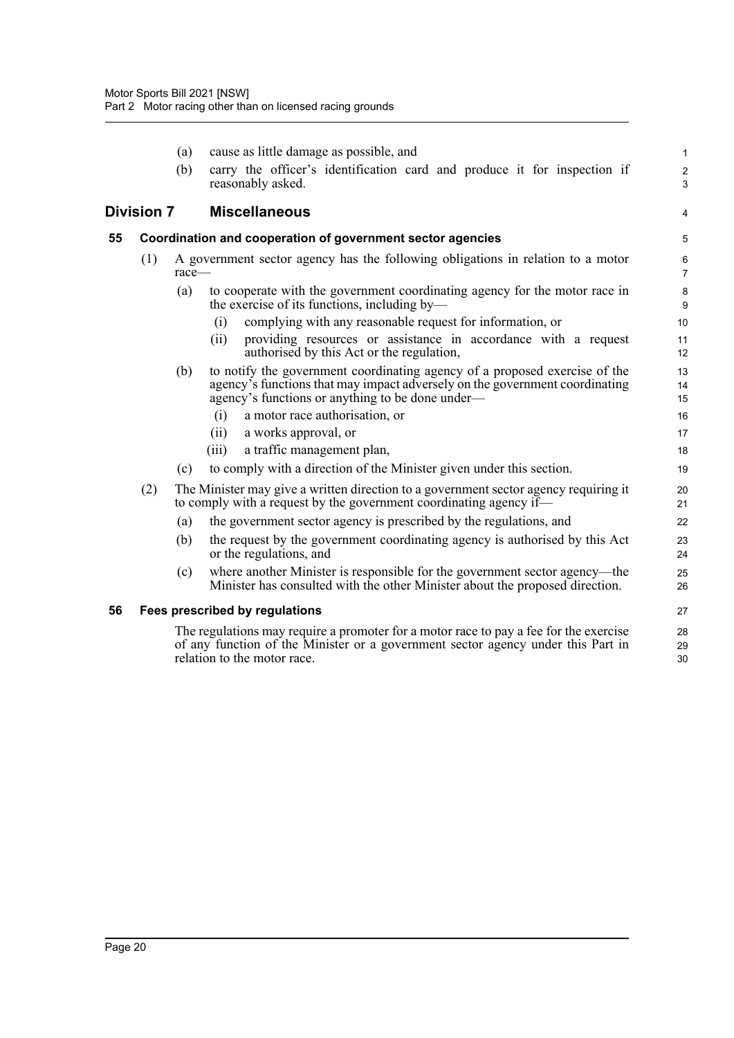(a) cause as little damage as possible, and

(b) carry the officer's identification card and produce it for inspection if reasonably asked.

## Division 7 Miscellaneous

### 55 Coordination and cooperation of government sector agencies

(1) A government sector agency has the following obligations in relation to a motor race—

(a) to cooperate with the government coordinating agency for the motor race in the exercise of its functions, including by—

(i) complying with any reasonable request for information, or

(ii) providing resources or assistance in accordance with a request authorised by this Act or the regulation,

(b) to notify the government coordinating agency of a proposed exercise of the agency's functions that may impact adversely on the government coordinating agency's functions or anything to be done under—

(i) a motor race authorisation, or

(ii) a works approval, or

(iii) a traffic management plan,

(c) to comply with a direction of the Minister given under this section.

(2) The Minister may give a written direction to a government sector agency requiring it to comply with a request by the government coordinating agency if—

(a) the government sector agency is prescribed by the regulations, and

(b) the request by the government coordinating agency is authorised by this Act or the regulations, and

(c) where another Minister is responsible for the government sector agency—the Minister has consulted with the other Minister about the proposed direction.

### 56 Fees prescribed by regulations

The regulations may require a promoter for a motor race to pay a fee for the exercise of any function of the Minister or a government sector agency under this Part in relation to the motor race.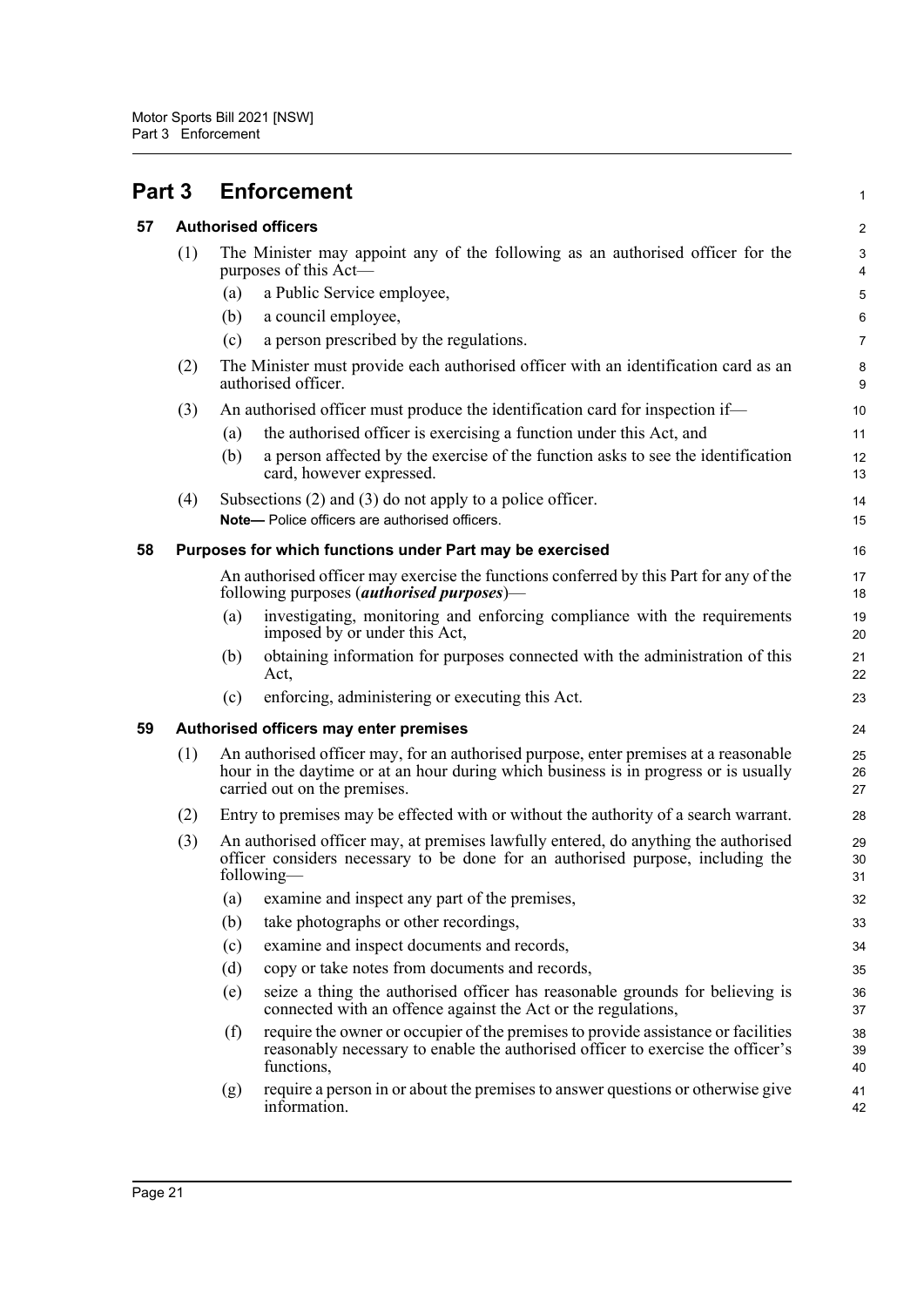# Part 3 Enforcement

## 57 Authorised officers

(1) The Minister may appoint any of the following as an authorised officer for the purposes of this Act—

(a) a Public Service employee,

(b) a council employee,

(c) a person prescribed by the regulations.

(2) The Minister must provide each authorised officer with an identification card as an authorised officer.

(3) An authorised officer must produce the identification card for inspection if—

(a) the authorised officer is exercising a function under this Act, and

(b) a person affected by the exercise of the function asks to see the identification card, however expressed.

(4) Subsections (2) and (3) do not apply to a police officer.

**Note—** Police officers are authorised officers.

## 58 Purposes for which functions under Part may be exercised

An authorised officer may exercise the functions conferred by this Part for any of the following purposes (***authorised purposes***)—

(a) investigating, monitoring and enforcing compliance with the requirements imposed by or under this Act,

(b) obtaining information for purposes connected with the administration of this Act,

(c) enforcing, administering or executing this Act.

## 59 Authorised officers may enter premises

(1) An authorised officer may, for an authorised purpose, enter premises at a reasonable hour in the daytime or at an hour during which business is in progress or is usually carried out on the premises.

(2) Entry to premises may be effected with or without the authority of a search warrant.

(3) An authorised officer may, at premises lawfully entered, do anything the authorised officer considers necessary to be done for an authorised purpose, including the following—

(a) examine and inspect any part of the premises,

(b) take photographs or other recordings,

(c) examine and inspect documents and records,

(d) copy or take notes from documents and records,

(e) seize a thing the authorised officer has reasonable grounds for believing is connected with an offence against the Act or the regulations,

(f) require the owner or occupier of the premises to provide assistance or facilities reasonably necessary to enable the authorised officer to exercise the officer's functions,

(g) require a person in or about the premises to answer questions or otherwise give information.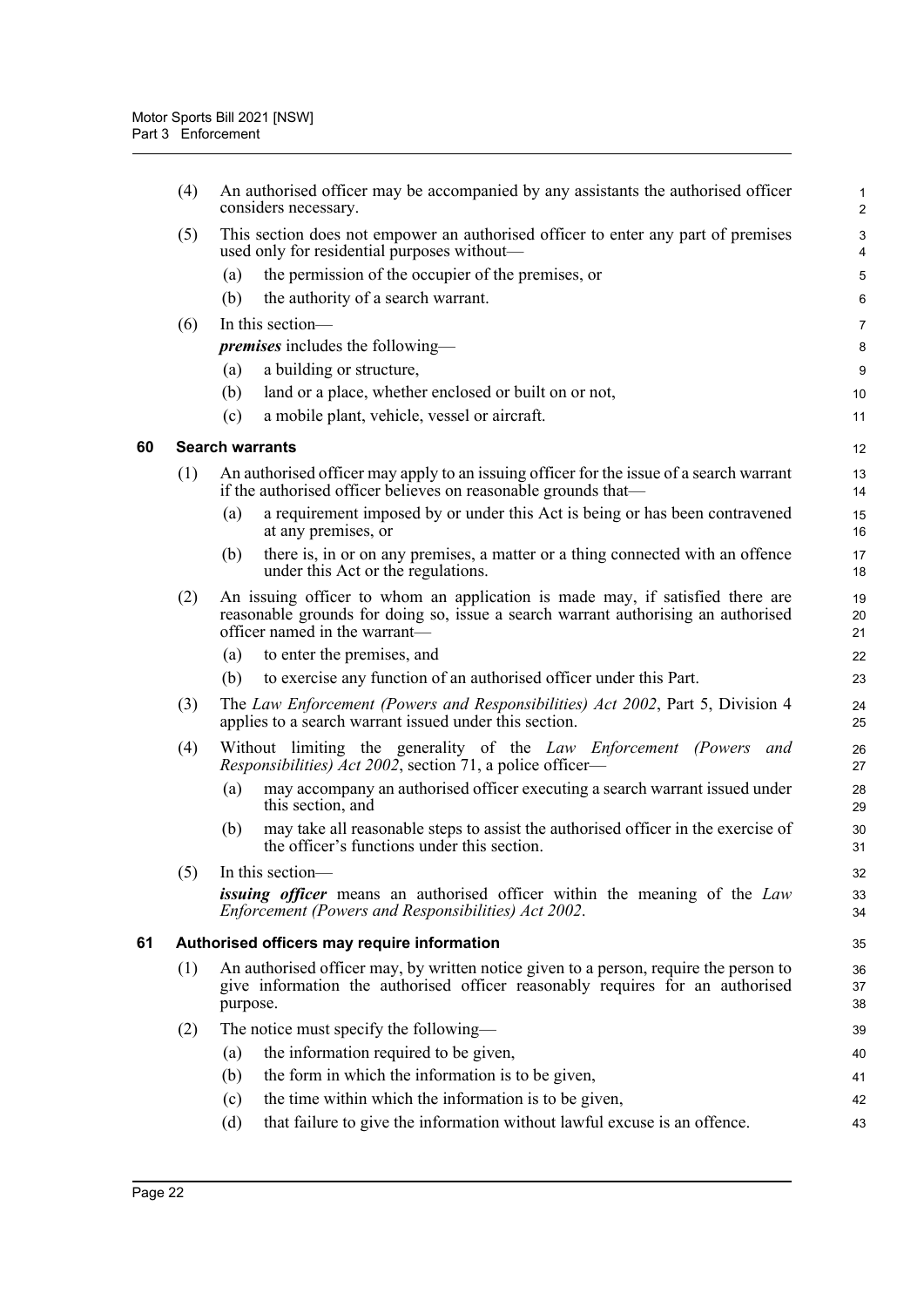(4) An authorised officer may be accompanied by any assistants the authorised officer considers necessary.

(5) This section does not empower an authorised officer to enter any part of premises used only for residential purposes without—

(a) the permission of the occupier of the premises, or

(b) the authority of a search warrant.

(6) In this section—

***premises*** includes the following—

(a) a building or structure,

(b) land or a place, whether enclosed or built on or not,

(c) a mobile plant, vehicle, vessel or aircraft.

## 60 Search warrants

(1) An authorised officer may apply to an issuing officer for the issue of a search warrant if the authorised officer believes on reasonable grounds that—

(a) a requirement imposed by or under this Act is being or has been contravened at any premises, or

(b) there is, in or on any premises, a matter or a thing connected with an offence under this Act or the regulations.

(2) An issuing officer to whom an application is made may, if satisfied there are reasonable grounds for doing so, issue a search warrant authorising an authorised officer named in the warrant—

(a) to enter the premises, and

(b) to exercise any function of an authorised officer under this Part.

(3) The *Law Enforcement (Powers and Responsibilities) Act 2002*, Part 5, Division 4 applies to a search warrant issued under this section.

(4) Without limiting the generality of the *Law Enforcement (Powers and Responsibilities) Act 2002*, section 71, a police officer—

(a) may accompany an authorised officer executing a search warrant issued under this section, and

(b) may take all reasonable steps to assist the authorised officer in the exercise of the officer's functions under this section.

(5) In this section—

***issuing officer*** means an authorised officer within the meaning of the *Law Enforcement (Powers and Responsibilities) Act 2002*.

## 61 Authorised officers may require information

(1) An authorised officer may, by written notice given to a person, require the person to give information the authorised officer reasonably requires for an authorised purpose.

(2) The notice must specify the following—

(a) the information required to be given,

(b) the form in which the information is to be given,

(c) the time within which the information is to be given,

(d) that failure to give the information without lawful excuse is an offence.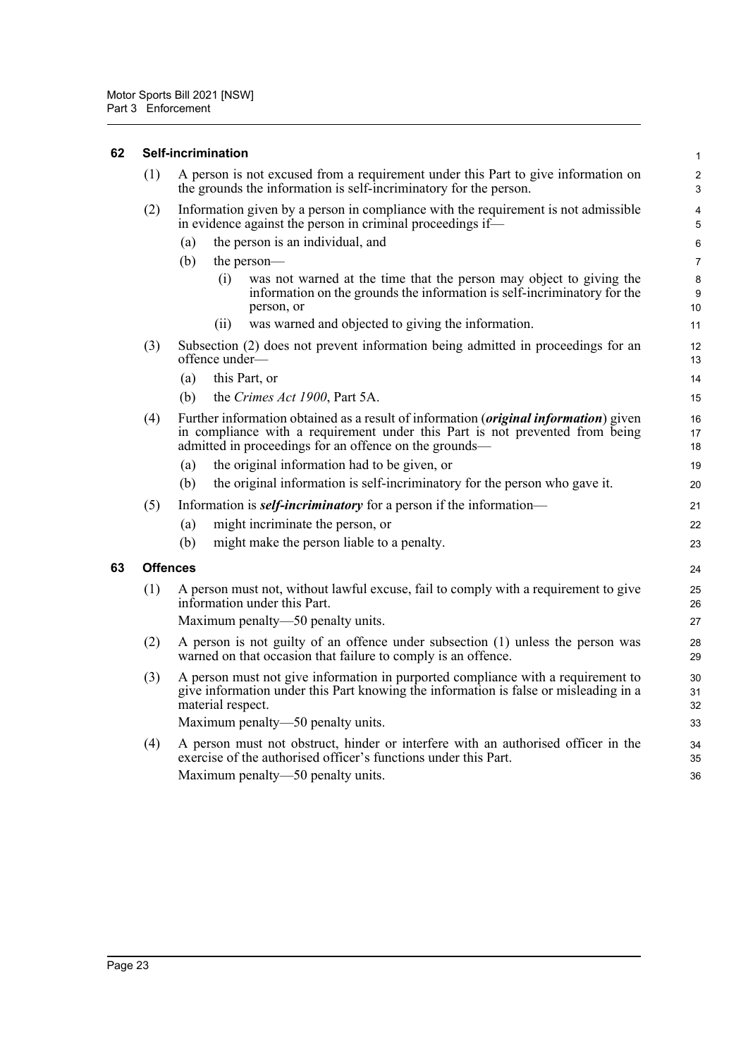### 62 Self-incrimination

(1) A person is not excused from a requirement under this Part to give information on the grounds the information is self-incriminatory for the person.

(2) Information given by a person in compliance with the requirement is not admissible in evidence against the person in criminal proceedings if—

(a) the person is an individual, and

(b) the person—

(i) was not warned at the time that the person may object to giving the information on the grounds the information is self-incriminatory for the person, or

(ii) was warned and objected to giving the information.

(3) Subsection (2) does not prevent information being admitted in proceedings for an offence under—

(a) this Part, or

(b) the *Crimes Act 1900*, Part 5A.

(4) Further information obtained as a result of information (***original information***) given in compliance with a requirement under this Part is not prevented from being admitted in proceedings for an offence on the grounds—

(a) the original information had to be given, or

(b) the original information is self-incriminatory for the person who gave it.

(5) Information is ***self-incriminatory*** for a person if the information—

(a) might incriminate the person, or

(b) might make the person liable to a penalty.

### 63 Offences

(1) A person must not, without lawful excuse, fail to comply with a requirement to give information under this Part.

Maximum penalty—50 penalty units.

(2) A person is not guilty of an offence under subsection (1) unless the person was warned on that occasion that failure to comply is an offence.

(3) A person must not give information in purported compliance with a requirement to give information under this Part knowing the information is false or misleading in a material respect.

Maximum penalty—50 penalty units.

(4) A person must not obstruct, hinder or interfere with an authorised officer in the exercise of the authorised officer's functions under this Part.

Maximum penalty—50 penalty units.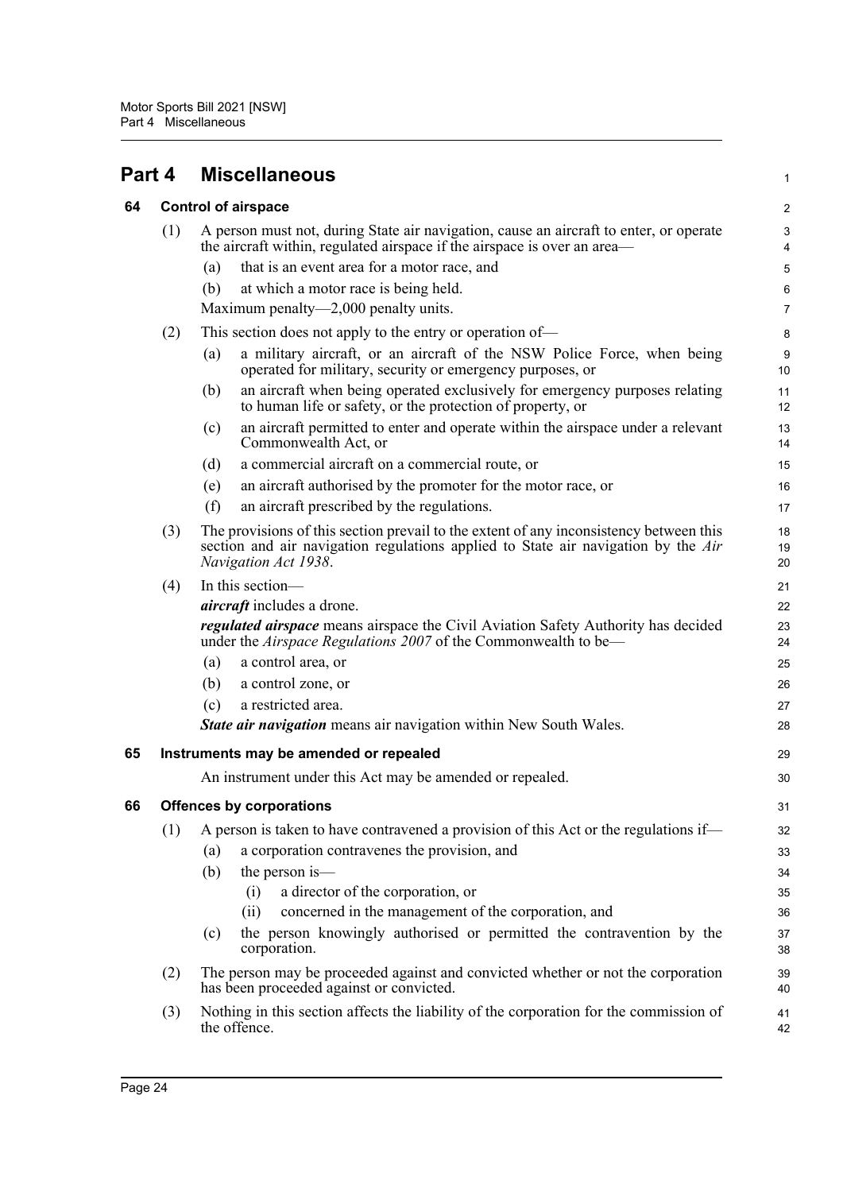# Part 4 Miscellaneous

## 64 Control of airspace

(1) A person must not, during State air navigation, cause an aircraft to enter, or operate the aircraft within, regulated airspace if the airspace is over an area—

(a) that is an event area for a motor race, and

(b) at which a motor race is being held.

Maximum penalty—2,000 penalty units.

(2) This section does not apply to the entry or operation of—

(a) a military aircraft, or an aircraft of the NSW Police Force, when being operated for military, security or emergency purposes, or

(b) an aircraft when being operated exclusively for emergency purposes relating to human life or safety, or the protection of property, or

(c) an aircraft permitted to enter and operate within the airspace under a relevant Commonwealth Act, or

(d) a commercial aircraft on a commercial route, or

(e) an aircraft authorised by the promoter for the motor race, or

(f) an aircraft prescribed by the regulations.

(3) The provisions of this section prevail to the extent of any inconsistency between this section and air navigation regulations applied to State air navigation by the *Air Navigation Act 1938*.

(4) In this section—

***aircraft*** includes a drone.

***regulated airspace*** means airspace the Civil Aviation Safety Authority has decided under the *Airspace Regulations 2007* of the Commonwealth to be—

(a) a control area, or

(b) a control zone, or

(c) a restricted area.

***State air navigation*** means air navigation within New South Wales.

## 65 Instruments may be amended or repealed

An instrument under this Act may be amended or repealed.

## 66 Offences by corporations

(1) A person is taken to have contravened a provision of this Act or the regulations if—

(a) a corporation contravenes the provision, and

(b) the person is—

(i) a director of the corporation, or

(ii) concerned in the management of the corporation, and

(c) the person knowingly authorised or permitted the contravention by the corporation.

(2) The person may be proceeded against and convicted whether or not the corporation has been proceeded against or convicted.

(3) Nothing in this section affects the liability of the corporation for the commission of the offence.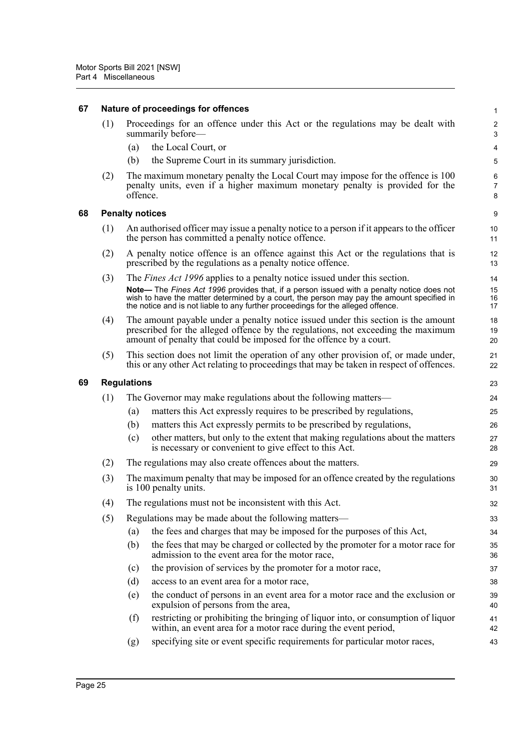### 67 Nature of proceedings for offences

(1) Proceedings for an offence under this Act or the regulations may be dealt with summarily before—

(a) the Local Court, or

(b) the Supreme Court in its summary jurisdiction.

(2) The maximum monetary penalty the Local Court may impose for the offence is 100 penalty units, even if a higher maximum monetary penalty is provided for the offence.

### 68 Penalty notices

(1) An authorised officer may issue a penalty notice to a person if it appears to the officer the person has committed a penalty notice offence.

(2) A penalty notice offence is an offence against this Act or the regulations that is prescribed by the regulations as a penalty notice offence.

(3) The *Fines Act 1996* applies to a penalty notice issued under this section.

**Note—** The *Fines Act 1996* provides that, if a person issued with a penalty notice does not wish to have the matter determined by a court, the person may pay the amount specified in the notice and is not liable to any further proceedings for the alleged offence.

(4) The amount payable under a penalty notice issued under this section is the amount prescribed for the alleged offence by the regulations, not exceeding the maximum amount of penalty that could be imposed for the offence by a court.

(5) This section does not limit the operation of any other provision of, or made under, this or any other Act relating to proceedings that may be taken in respect of offences.

### 69 Regulations

(1) The Governor may make regulations about the following matters—

(a) matters this Act expressly requires to be prescribed by regulations,

(b) matters this Act expressly permits to be prescribed by regulations,

(c) other matters, but only to the extent that making regulations about the matters is necessary or convenient to give effect to this Act.

(2) The regulations may also create offences about the matters.

(3) The maximum penalty that may be imposed for an offence created by the regulations is 100 penalty units.

(4) The regulations must not be inconsistent with this Act.

(5) Regulations may be made about the following matters—

(a) the fees and charges that may be imposed for the purposes of this Act,

(b) the fees that may be charged or collected by the promoter for a motor race for admission to the event area for the motor race,

(c) the provision of services by the promoter for a motor race,

(d) access to an event area for a motor race,

(e) the conduct of persons in an event area for a motor race and the exclusion or expulsion of persons from the area,

(f) restricting or prohibiting the bringing of liquor into, or consumption of liquor within, an event area for a motor race during the event period,

(g) specifying site or event specific requirements for particular motor races,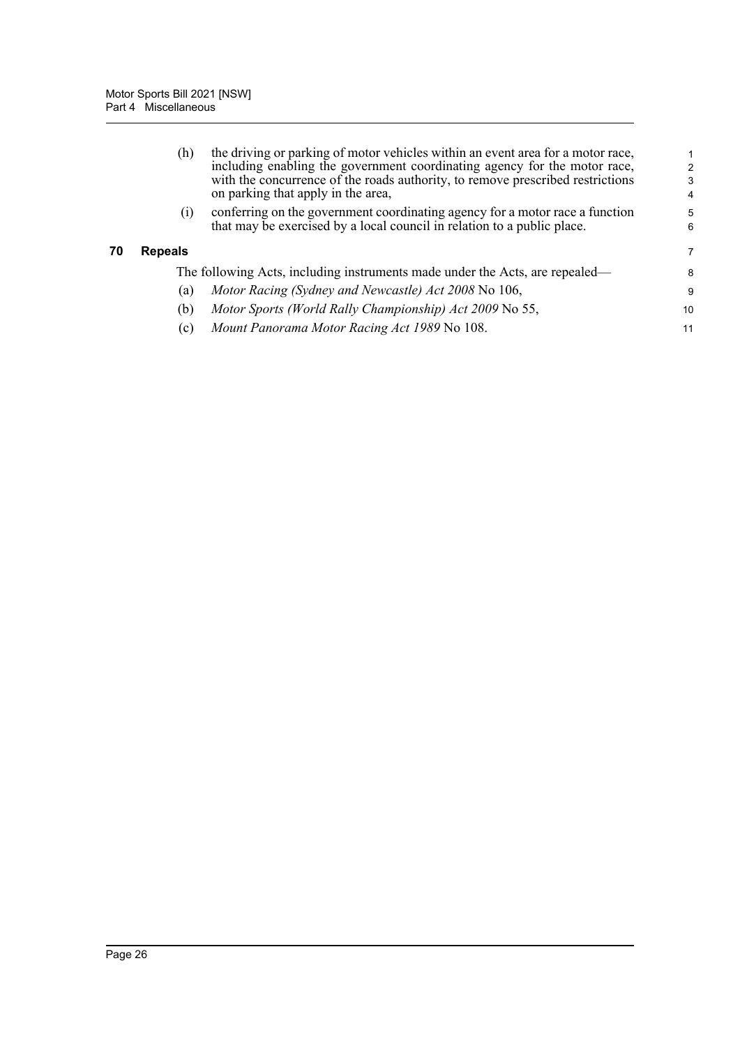(h) the driving or parking of motor vehicles within an event area for a motor race, including enabling the government coordinating agency for the motor race, with the concurrence of the roads authority, to remove prescribed restrictions on parking that apply in the area,

(i) conferring on the government coordinating agency for a motor race a function that may be exercised by a local council in relation to a public place.

### 70 Repeals

The following Acts, including instruments made under the Acts, are repealed—

(a) *Motor Racing (Sydney and Newcastle) Act 2008* No 106,

(b) *Motor Sports (World Rally Championship) Act 2009* No 55,

(c) *Mount Panorama Motor Racing Act 1989* No 108.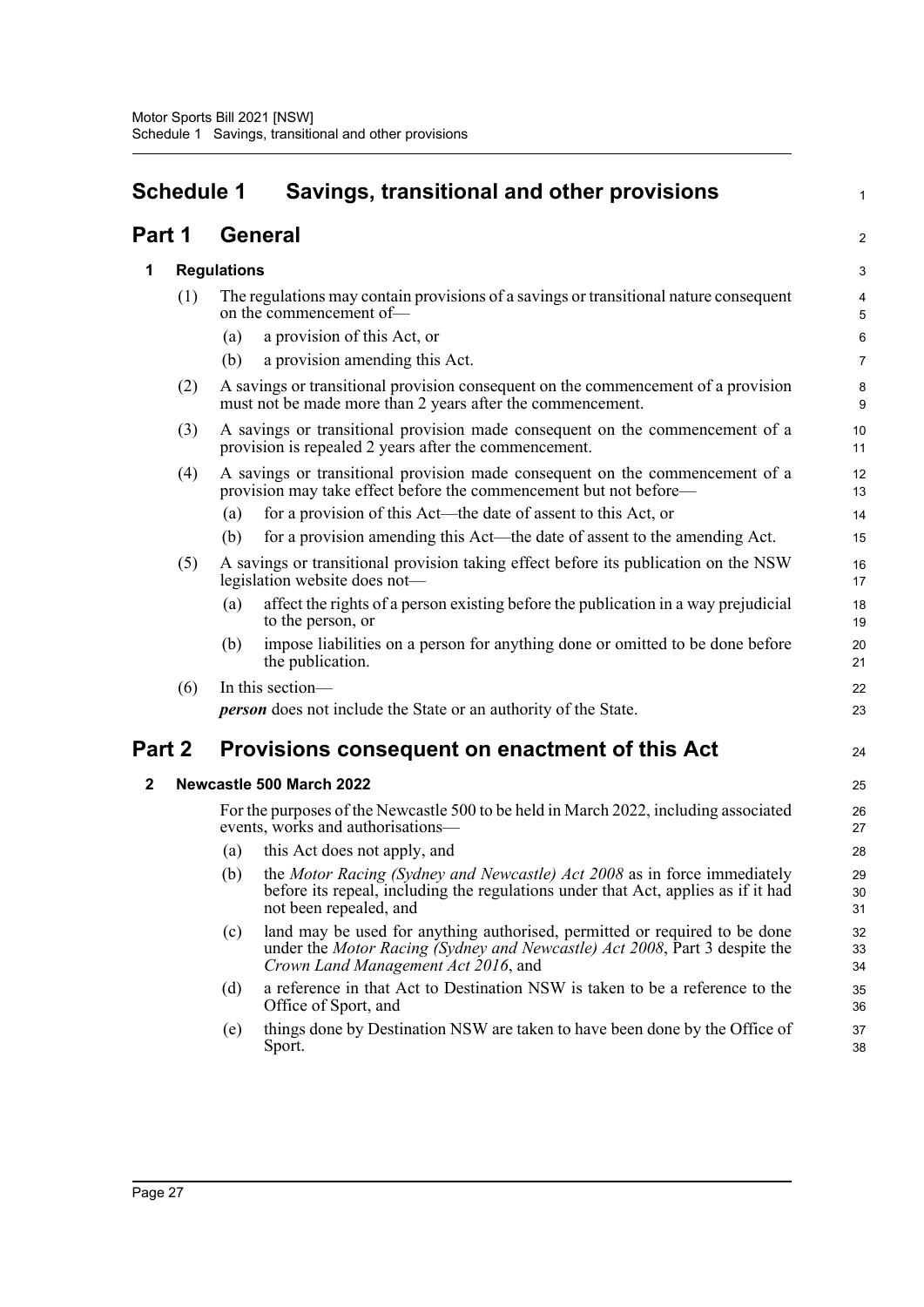# Schedule 1 Savings, transitional and other provisions

## Part 1 General

### 1 Regulations

(1) The regulations may contain provisions of a savings or transitional nature consequent on the commencement of—

(a) a provision of this Act, or

(b) a provision amending this Act.

(2) A savings or transitional provision consequent on the commencement of a provision must not be made more than 2 years after the commencement.

(3) A savings or transitional provision made consequent on the commencement of a provision is repealed 2 years after the commencement.

(4) A savings or transitional provision made consequent on the commencement of a provision may take effect before the commencement but not before—

(a) for a provision of this Act—the date of assent to this Act, or

(b) for a provision amending this Act—the date of assent to the amending Act.

(5) A savings or transitional provision taking effect before its publication on the NSW legislation website does not—

(a) affect the rights of a person existing before the publication in a way prejudicial to the person, or

(b) impose liabilities on a person for anything done or omitted to be done before the publication.

(6) In this section—

***person*** does not include the State or an authority of the State.

## Part 2 Provisions consequent on enactment of this Act

### 2 Newcastle 500 March 2022

For the purposes of the Newcastle 500 to be held in March 2022, including associated events, works and authorisations—

(a) this Act does not apply, and

(b) the *Motor Racing (Sydney and Newcastle) Act 2008* as in force immediately before its repeal, including the regulations under that Act, applies as if it had not been repealed, and

(c) land may be used for anything authorised, permitted or required to be done under the *Motor Racing (Sydney and Newcastle) Act 2008*, Part 3 despite the *Crown Land Management Act 2016*, and

(d) a reference in that Act to Destination NSW is taken to be a reference to the Office of Sport, and

(e) things done by Destination NSW are taken to have been done by the Office of Sport.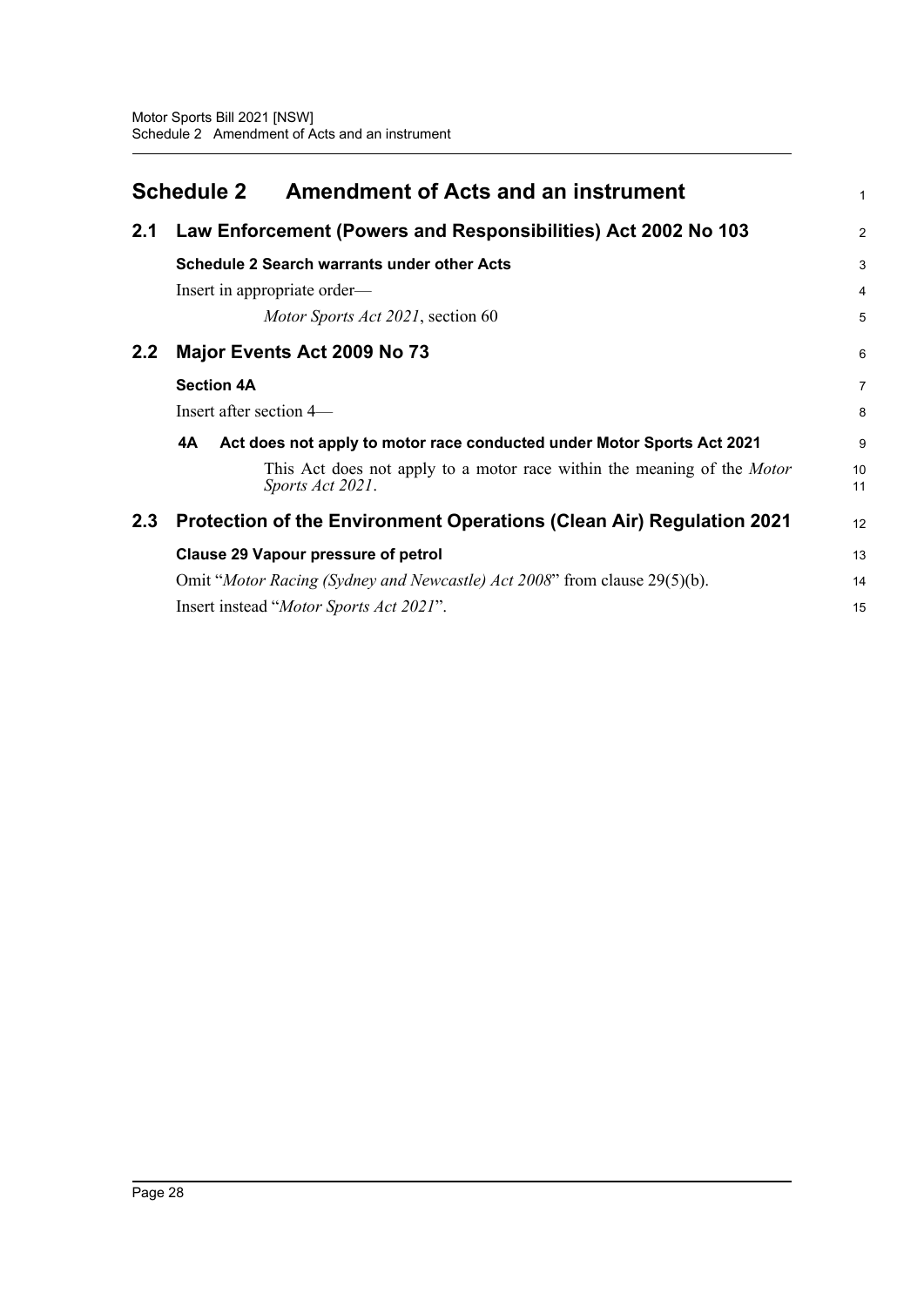# Schedule 2 Amendment of Acts and an instrument

## 2.1 Law Enforcement (Powers and Responsibilities) Act 2002 No 103

**Schedule 2 Search warrants under other Acts**

Insert in appropriate order—

*Motor Sports Act 2021*, section 60

## 2.2 Major Events Act 2009 No 73

**Section 4A**

Insert after section 4—

**4A Act does not apply to motor race conducted under Motor Sports Act 2021**

This Act does not apply to a motor race within the meaning of the *Motor Sports Act 2021*.

## 2.3 Protection of the Environment Operations (Clean Air) Regulation 2021

**Clause 29 Vapour pressure of petrol**

Omit "*Motor Racing (Sydney and Newcastle) Act 2008*" from clause 29(5)(b).

Insert instead "*Motor Sports Act 2021*".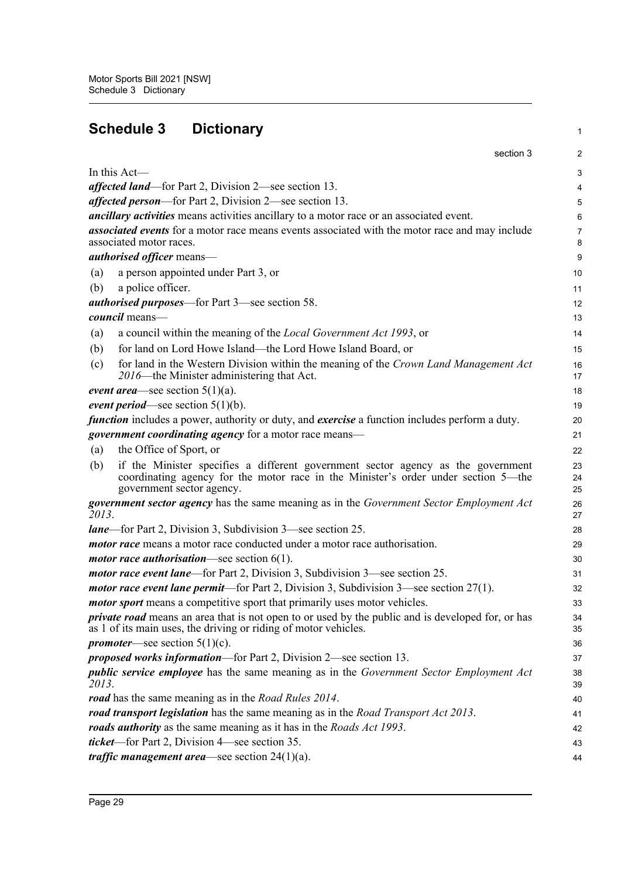# Schedule 3 Dictionary

section 3

In this Act—

***affected land***—for Part 2, Division 2—see section 13.

***affected person***—for Part 2, Division 2—see section 13.

***ancillary activities*** means activities ancillary to a motor race or an associated event.

***associated events*** for a motor race means events associated with the motor race and may include associated motor races.

***authorised officer*** means—

(a) a person appointed under Part 3, or

(b) a police officer.

***authorised purposes***—for Part 3—see section 58.

***council*** means—

(a) a council within the meaning of the *Local Government Act 1993*, or

(b) for land on Lord Howe Island—the Lord Howe Island Board, or

(c) for land in the Western Division within the meaning of the *Crown Land Management Act 2016*—the Minister administering that Act.

***event area***—see section 5(1)(a).

***event period***—see section 5(1)(b).

***function*** includes a power, authority or duty, and ***exercise*** a function includes perform a duty.

***government coordinating agency*** for a motor race means—

(a) the Office of Sport, or

(b) if the Minister specifies a different government sector agency as the government coordinating agency for the motor race in the Minister's order under section 5—the government sector agency.

***government sector agency*** has the same meaning as in the *Government Sector Employment Act 2013*.

***lane***—for Part 2, Division 3, Subdivision 3—see section 25.

***motor race*** means a motor race conducted under a motor race authorisation.

***motor race authorisation***—see section 6(1).

***motor race event lane***—for Part 2, Division 3, Subdivision 3—see section 25.

***motor race event lane permit***—for Part 2, Division 3, Subdivision 3—see section 27(1).

***motor sport*** means a competitive sport that primarily uses motor vehicles.

***private road*** means an area that is not open to or used by the public and is developed for, or has as 1 of its main uses, the driving or riding of motor vehicles.

***promoter***—see section 5(1)(c).

***proposed works information***—for Part 2, Division 2—see section 13.

***public service employee*** has the same meaning as in the *Government Sector Employment Act 2013*.

***road*** has the same meaning as in the *Road Rules 2014*.

***road transport legislation*** has the same meaning as in the *Road Transport Act 2013*.

***roads authority*** as the same meaning as it has in the *Roads Act 1993*.

***ticket***—for Part 2, Division 4—see section 35.

***traffic management area***—see section 24(1)(a).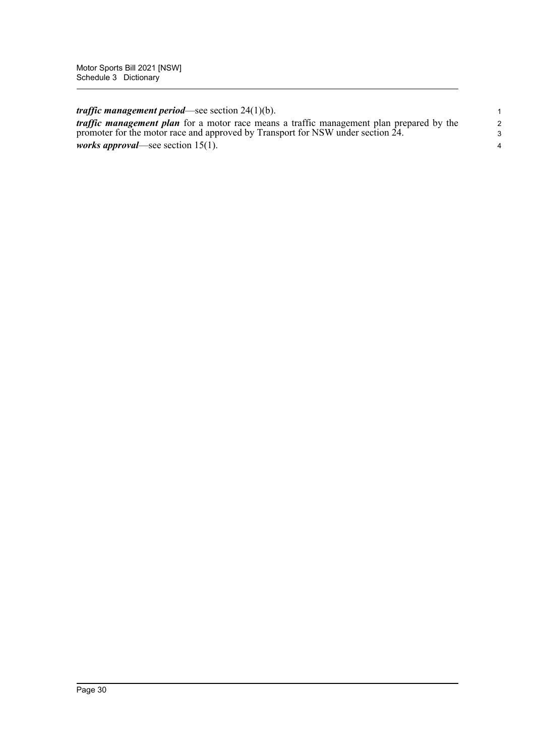***traffic management period***—see section 24(1)(b).

***traffic management plan*** for a motor race means a traffic management plan prepared by the promoter for the motor race and approved by Transport for NSW under section 24.

***works approval***—see section 15(1).